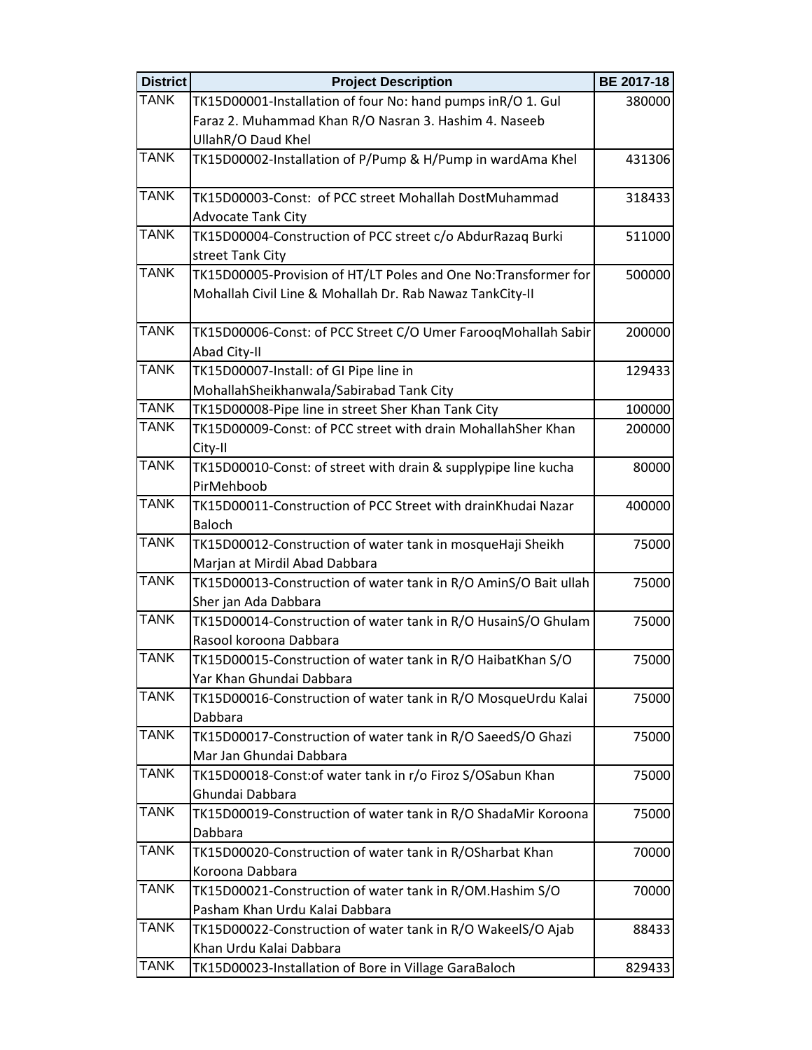| District | Project Description | BE 2017-18 |
|---|---|---|
| TANK | TK15D00001-Installation of four No: hand pumps inR/O 1. Gul Faraz 2. Muhammad Khan R/O Nasran 3. Hashim 4. Naseeb UllahR/O Daud Khel | 380000 |
| TANK | TK15D00002-Installation of P/Pump & H/Pump in wardAma Khel | 431306 |
| TANK | TK15D00003-Const: of PCC street Mohallah DostMuhammad Advocate Tank City | 318433 |
| TANK | TK15D00004-Construction of PCC street c/o AbdurRazaq Burki street Tank City | 511000 |
| TANK | TK15D00005-Provision of HT/LT Poles and One No:Transformer for Mohallah Civil Line & Mohallah Dr. Rab Nawaz TankCity-II | 500000 |
| TANK | TK15D00006-Const: of PCC Street C/O Umer FarooqMohallah Sabir Abad City-II | 200000 |
| TANK | TK15D00007-Install: of GI Pipe line in MohallahSheikhanwala/Sabirabad Tank City | 129433 |
| TANK | TK15D00008-Pipe line in street Sher Khan Tank City | 100000 |
| TANK | TK15D00009-Const: of PCC street with drain MohallahSher Khan City-II | 200000 |
| TANK | TK15D00010-Const: of street with drain & supplypipe line kucha PirMehboob | 80000 |
| TANK | TK15D00011-Construction of PCC Street with drainKhudai Nazar Baloch | 400000 |
| TANK | TK15D00012-Construction of water tank in mosqueHaji Sheikh Marjan at Mirdil Abad Dabbara | 75000 |
| TANK | TK15D00013-Construction of water tank in R/O AminS/O Bait ullah Sher jan Ada Dabbara | 75000 |
| TANK | TK15D00014-Construction of water tank in R/O HusainS/O Ghulam Rasool koroona Dabbara | 75000 |
| TANK | TK15D00015-Construction of water tank in R/O HaibatKhan S/O Yar Khan Ghundai Dabbara | 75000 |
| TANK | TK15D00016-Construction of water tank in R/O MosqueUrdu Kalai Dabbara | 75000 |
| TANK | TK15D00017-Construction of water tank in R/O SaeedS/O Ghazi Mar Jan Ghundai Dabbara | 75000 |
| TANK | TK15D00018-Const:of water tank in r/o Firoz S/OSabun Khan Ghundai Dabbara | 75000 |
| TANK | TK15D00019-Construction of water tank in R/O ShadaMir Koroona Dabbara | 75000 |
| TANK | TK15D00020-Construction of water tank in R/OSharbat Khan Koroona Dabbara | 70000 |
| TANK | TK15D00021-Construction of water tank in R/OM.Hashim S/O Pasham Khan Urdu Kalai Dabbara | 70000 |
| TANK | TK15D00022-Construction of water tank in R/O WakeelS/O Ajab Khan Urdu Kalai Dabbara | 88433 |
| TANK | TK15D00023-Installation of Bore in Village GaraBaloch | 829433 |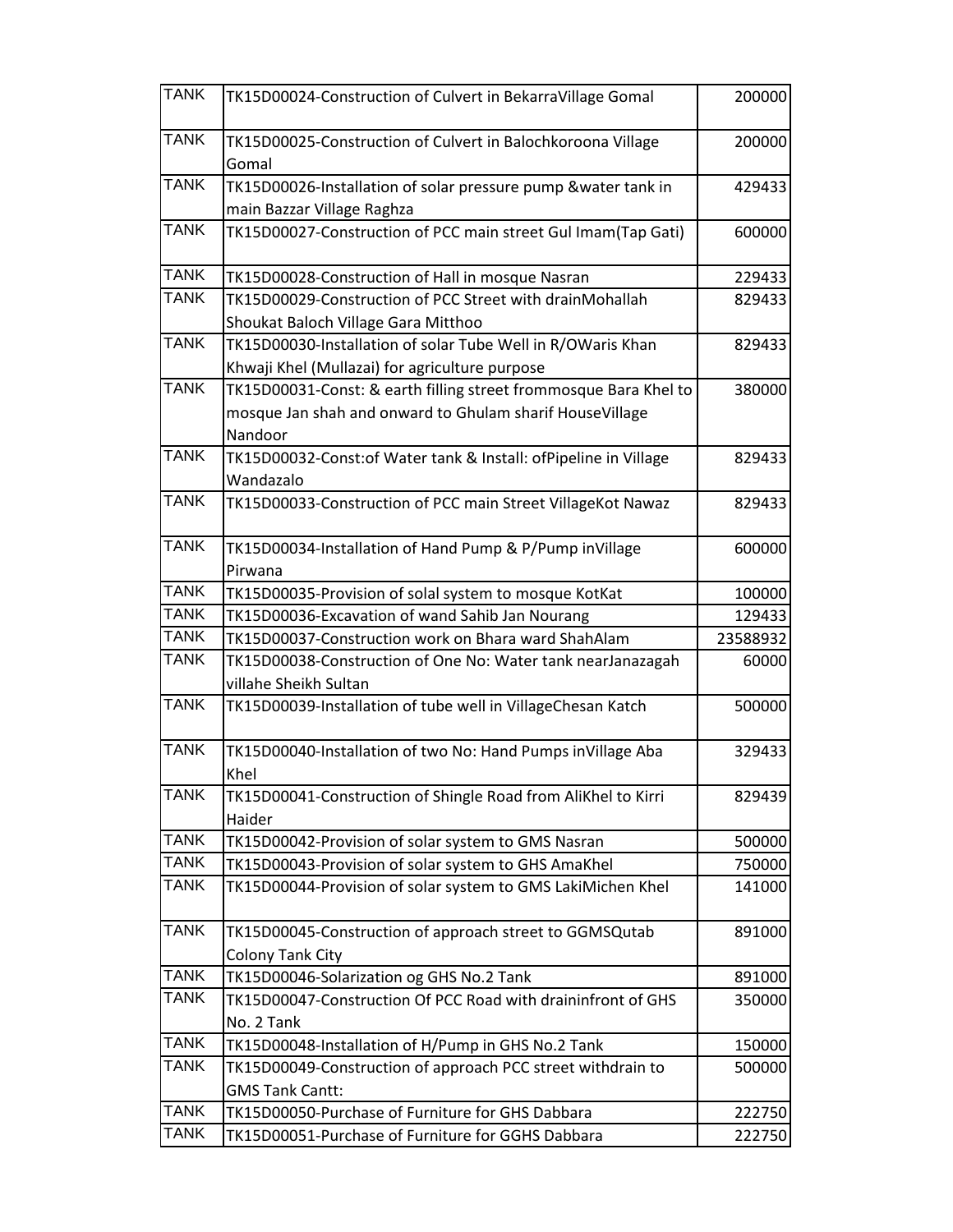| | | |
|---|---|---|
| TANK | TK15D00024-Construction of Culvert in BekarraVillage Gomal | 200000 |
| TANK | TK15D00025-Construction of Culvert in Balochkoroona Village Gomal | 200000 |
| TANK | TK15D00026-Installation of solar pressure pump &water tank in main Bazzar Village Raghza | 429433 |
| TANK | TK15D00027-Construction of PCC main street Gul Imam(Tap Gati) | 600000 |
| TANK | TK15D00028-Construction of Hall in mosque Nasran | 229433 |
| TANK | TK15D00029-Construction of PCC Street with drainMohallah Shoukat Baloch Village Gara Mitthoo | 829433 |
| TANK | TK15D00030-Installation of solar Tube Well in R/OWaris Khan Khwaji Khel (Mullazai) for agriculture purpose | 829433 |
| TANK | TK15D00031-Const: & earth filling street frommosque Bara Khel to mosque Jan shah and onward to Ghulam sharif HouseVillage Nandoor | 380000 |
| TANK | TK15D00032-Const:of Water tank & Install: ofPipeline in Village Wandazalo | 829433 |
| TANK | TK15D00033-Construction of PCC main Street VillageKot Nawaz | 829433 |
| TANK | TK15D00034-Installation of Hand Pump & P/Pump inVillage Pirwana | 600000 |
| TANK | TK15D00035-Provision of solal system to mosque KotKat | 100000 |
| TANK | TK15D00036-Excavation of wand Sahib Jan Nourang | 129433 |
| TANK | TK15D00037-Construction work on Bhara ward ShahAlam | 23588932 |
| TANK | TK15D00038-Construction of One No: Water tank nearJanazagah villahe Sheikh Sultan | 60000 |
| TANK | TK15D00039-Installation of tube well in VillageChesan Katch | 500000 |
| TANK | TK15D00040-Installation of two No: Hand Pumps inVillage Aba Khel | 329433 |
| TANK | TK15D00041-Construction of Shingle Road from AliKhel to Kirri Haider | 829439 |
| TANK | TK15D00042-Provision of solar system to GMS Nasran | 500000 |
| TANK | TK15D00043-Provision of solar system to GHS AmaKhel | 750000 |
| TANK | TK15D00044-Provision of solar system to GMS LakiMichen Khel | 141000 |
| TANK | TK15D00045-Construction of approach street to GGMSQutab Colony Tank City | 891000 |
| TANK | TK15D00046-Solarization og GHS No.2 Tank | 891000 |
| TANK | TK15D00047-Construction Of PCC Road with draininfront of GHS No. 2 Tank | 350000 |
| TANK | TK15D00048-Installation of H/Pump in GHS No.2 Tank | 150000 |
| TANK | TK15D00049-Construction of approach PCC street withdrain to GMS Tank Cantt: | 500000 |
| TANK | TK15D00050-Purchase of Furniture for GHS Dabbara | 222750 |
| TANK | TK15D00051-Purchase of Furniture for GGHS Dabbara | 222750 |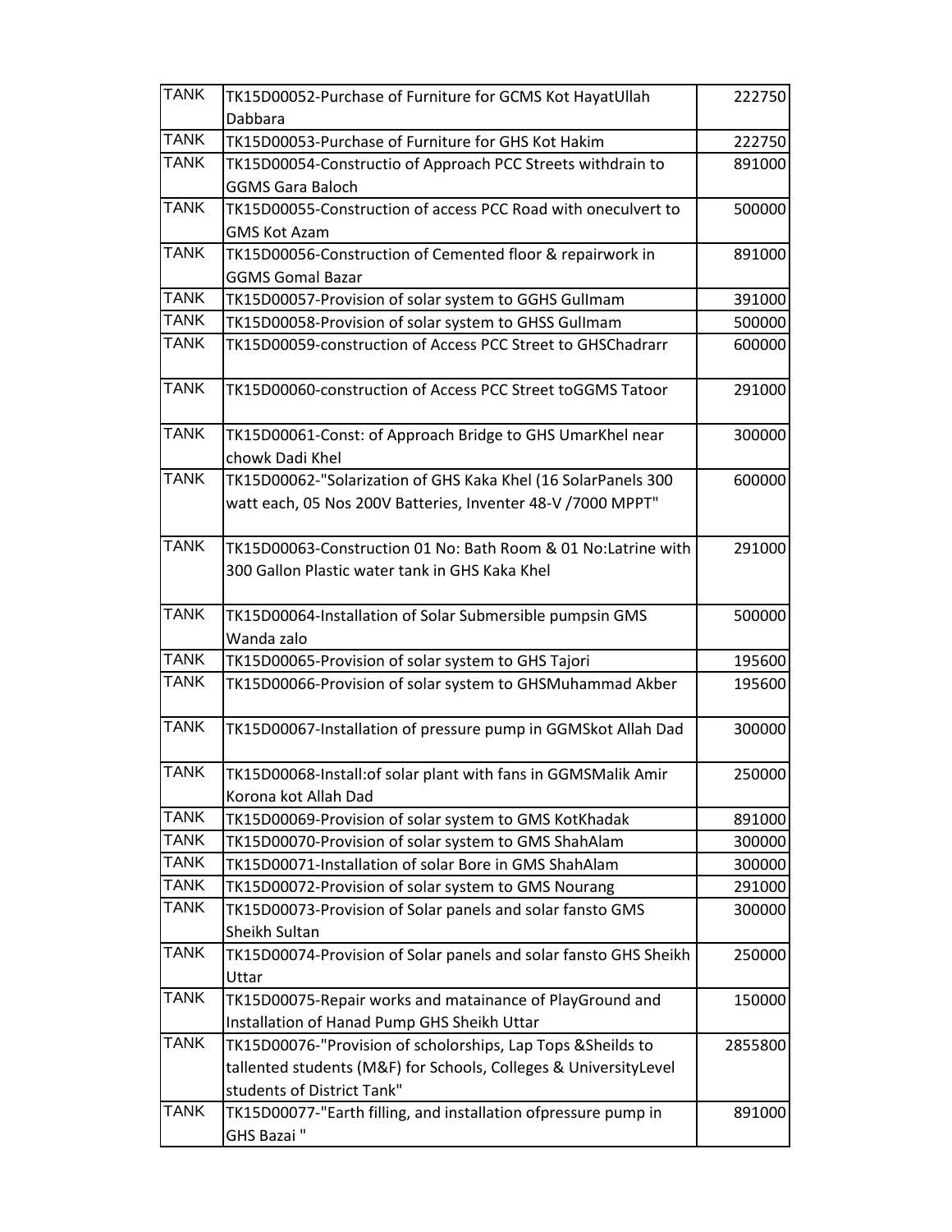| TANK | TK15D00052-Purchase of Furniture for GCMS Kot HayatUllah Dabbara | 222750 |
|---|---|---|
| TANK | TK15D00053-Purchase of Furniture for GHS Kot Hakim | 222750 |
| TANK | TK15D00054-Constructio of Approach PCC Streets withdrain to GGMS Gara Baloch | 891000 |
| TANK | TK15D00055-Construction of access PCC Road with oneculvert to GMS Kot Azam | 500000 |
| TANK | TK15D00056-Construction of Cemented floor & repairwork in GGMS Gomal Bazar | 891000 |
| TANK | TK15D00057-Provision of solar system to GGHS GulImam | 391000 |
| TANK | TK15D00058-Provision of solar system to GHSS GulImam | 500000 |
| TANK | TK15D00059-construction of Access PCC Street to GHSChadrarr | 600000 |
| TANK | TK15D00060-construction of Access PCC Street toGGMS Tatoor | 291000 |
| TANK | TK15D00061-Const: of Approach Bridge to GHS UmarKhel near chowk Dadi Khel | 300000 |
| TANK | TK15D00062-"Solarization of GHS Kaka Khel (16 SolarPanels 300 watt each, 05 Nos 200V Batteries, Inventer 48-V /7000 MPPT" | 600000 |
| TANK | TK15D00063-Construction 01 No: Bath Room & 01 No:Latrine with 300 Gallon Plastic water tank in GHS Kaka Khel | 291000 |
| TANK | TK15D00064-Installation of Solar Submersible pumpsin GMS Wanda zalo | 500000 |
| TANK | TK15D00065-Provision of solar system to GHS Tajori | 195600 |
| TANK | TK15D00066-Provision of solar system to GHSMuhammad Akber | 195600 |
| TANK | TK15D00067-Installation of pressure pump in GGMSkot Allah Dad | 300000 |
| TANK | TK15D00068-Install:of solar plant with fans in GGMSMalik Amir Korona kot Allah Dad | 250000 |
| TANK | TK15D00069-Provision of solar system to GMS KotKhadak | 891000 |
| TANK | TK15D00070-Provision of solar system to GMS ShahAlam | 300000 |
| TANK | TK15D00071-Installation of solar Bore in GMS ShahAlam | 300000 |
| TANK | TK15D00072-Provision of solar system to GMS Nourang | 291000 |
| TANK | TK15D00073-Provision of Solar panels and solar fansto GMS Sheikh Sultan | 300000 |
| TANK | TK15D00074-Provision of Solar panels and solar fansto GHS Sheikh Uttar | 250000 |
| TANK | TK15D00075-Repair works and matainance of PlayGround and Installation of Hanad Pump GHS Sheikh Uttar | 150000 |
| TANK | TK15D00076-"Provision of scholorships, Lap Tops &Sheilds to tallented students (M&F) for Schools, Colleges & UniversityLevel students of District Tank" | 2855800 |
| TANK | TK15D00077-"Earth filling, and installation ofpressure pump in GHS Bazai " | 891000 |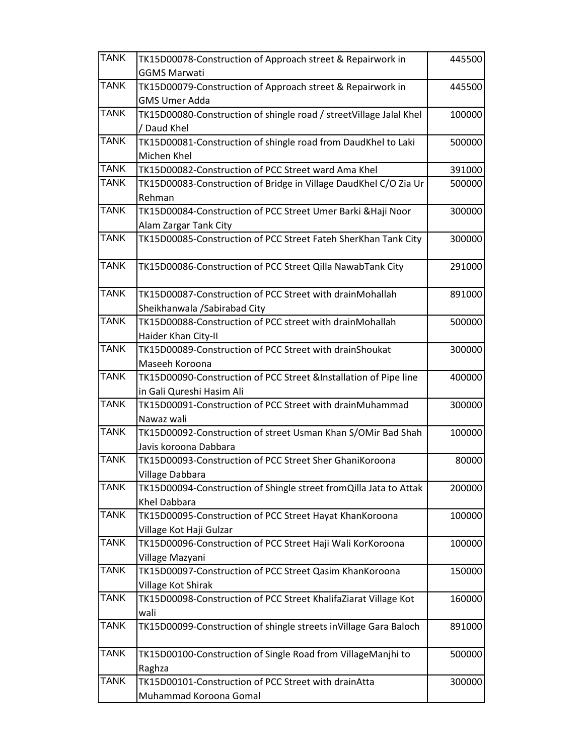| TANK | TK15D00078-Construction of Approach street & Repairwork in GGMS Marwati | 445500 |
|---|---|---|
| TANK | TK15D00079-Construction of Approach street & Repairwork in GMS Umer Adda | 445500 |
| TANK | TK15D00080-Construction of shingle road / streetVillage Jalal Khel / Daud Khel | 100000 |
| TANK | TK15D00081-Construction of shingle road from DaudKhel to Laki Michen Khel | 500000 |
| TANK | TK15D00082-Construction of PCC Street ward Ama Khel | 391000 |
| TANK | TK15D00083-Construction of Bridge in Village DaudKhel C/O Zia Ur Rehman | 500000 |
| TANK | TK15D00084-Construction of PCC Street Umer Barki &Haji Noor Alam Zargar Tank City | 300000 |
| TANK | TK15D00085-Construction of PCC Street Fateh SherKhan Tank City | 300000 |
| TANK | TK15D00086-Construction of PCC Street Qilla NawabTank City | 291000 |
| TANK | TK15D00087-Construction of PCC Street with drainMohallah Sheikhanwala /Sabirabad City | 891000 |
| TANK | TK15D00088-Construction of PCC street with drainMohallah Haider Khan City-II | 500000 |
| TANK | TK15D00089-Construction of PCC Street with drainShoukat Maseeh Koroona | 300000 |
| TANK | TK15D00090-Construction of PCC Street &Installation of Pipe line in Gali Qureshi Hasim Ali | 400000 |
| TANK | TK15D00091-Construction of PCC Street with drainMuhammad Nawaz wali | 300000 |
| TANK | TK15D00092-Construction of street Usman Khan S/OMir Bad Shah Javis koroona Dabbara | 100000 |
| TANK | TK15D00093-Construction of PCC Street Sher GhaniKoroona Village Dabbara | 80000 |
| TANK | TK15D00094-Construction of Shingle street fromQilla Jata to Attak Khel Dabbara | 200000 |
| TANK | TK15D00095-Construction of PCC Street Hayat KhanKoroona Village Kot Haji Gulzar | 100000 |
| TANK | TK15D00096-Construction of PCC Street Haji Wali KorKoroona Village Mazyani | 100000 |
| TANK | TK15D00097-Construction of PCC Street Qasim KhanKoroona Village Kot Shirak | 150000 |
| TANK | TK15D00098-Construction of PCC Street KhalifaZiarat Village Kot wali | 160000 |
| TANK | TK15D00099-Construction of shingle streets inVillage Gara Baloch | 891000 |
| TANK | TK15D00100-Construction of Single Road from VillageManjhi to Raghza | 500000 |
| TANK | TK15D00101-Construction of PCC Street with drainAtta Muhammad Koroona Gomal | 300000 |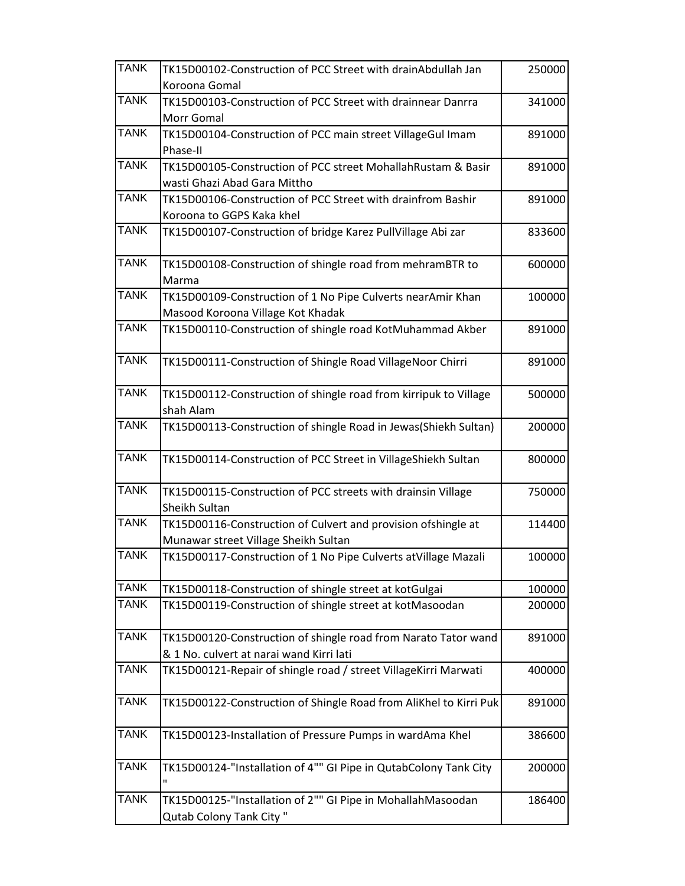| TANK | TK15D00102-Construction of PCC Street with drainAbdullah Jan Koroona Gomal | 250000 |
|---|---|---|
| TANK | TK15D00103-Construction of PCC Street with drainnear Danrra Morr Gomal | 341000 |
| TANK | TK15D00104-Construction of PCC main street VillageGul Imam Phase-II | 891000 |
| TANK | TK15D00105-Construction of PCC street MohallahRustam & Basir wasti Ghazi Abad Gara Mittho | 891000 |
| TANK | TK15D00106-Construction of PCC Street with drainfrom Bashir Koroona to GGPS Kaka khel | 891000 |
| TANK | TK15D00107-Construction of bridge Karez PullVillage Abi zar | 833600 |
| TANK | TK15D00108-Construction of shingle road from mehramBTR to Marma | 600000 |
| TANK | TK15D00109-Construction of 1 No Pipe Culverts nearAmir Khan Masood Koroona Village Kot Khadak | 100000 |
| TANK | TK15D00110-Construction of shingle road KotMuhammad Akber | 891000 |
| TANK | TK15D00111-Construction of Shingle Road VillageNoor Chirri | 891000 |
| TANK | TK15D00112-Construction of shingle road from kirripuk to Village shah Alam | 500000 |
| TANK | TK15D00113-Construction of shingle Road in Jewas(Shiekh Sultan) | 200000 |
| TANK | TK15D00114-Construction of PCC Street in VillageShiekh Sultan | 800000 |
| TANK | TK15D00115-Construction of PCC streets with drainsin Village Sheikh Sultan | 750000 |
| TANK | TK15D00116-Construction of Culvert and provision ofshingle at Munawar street Village Sheikh Sultan | 114400 |
| TANK | TK15D00117-Construction of 1 No Pipe Culverts atVillage Mazali | 100000 |
| TANK | TK15D00118-Construction of shingle street at kotGulgai | 100000 |
| TANK | TK15D00119-Construction of shingle street at kotMasoodan | 200000 |
| TANK | TK15D00120-Construction of shingle road from Narato Tator wand & 1 No. culvert at narai wand Kirri lati | 891000 |
| TANK | TK15D00121-Repair of shingle road / street VillageKirri Marwati | 400000 |
| TANK | TK15D00122-Construction of Shingle Road from AliKhel to Kirri Puk | 891000 |
| TANK | TK15D00123-Installation of Pressure Pumps in wardAma Khel | 386600 |
| TANK | TK15D00124-"Installation of 4"" GI Pipe in QutabColony Tank City " | 200000 |
| TANK | TK15D00125-"Installation of 2"" GI Pipe in MohallahMasoodan Qutab Colony Tank City " | 186400 |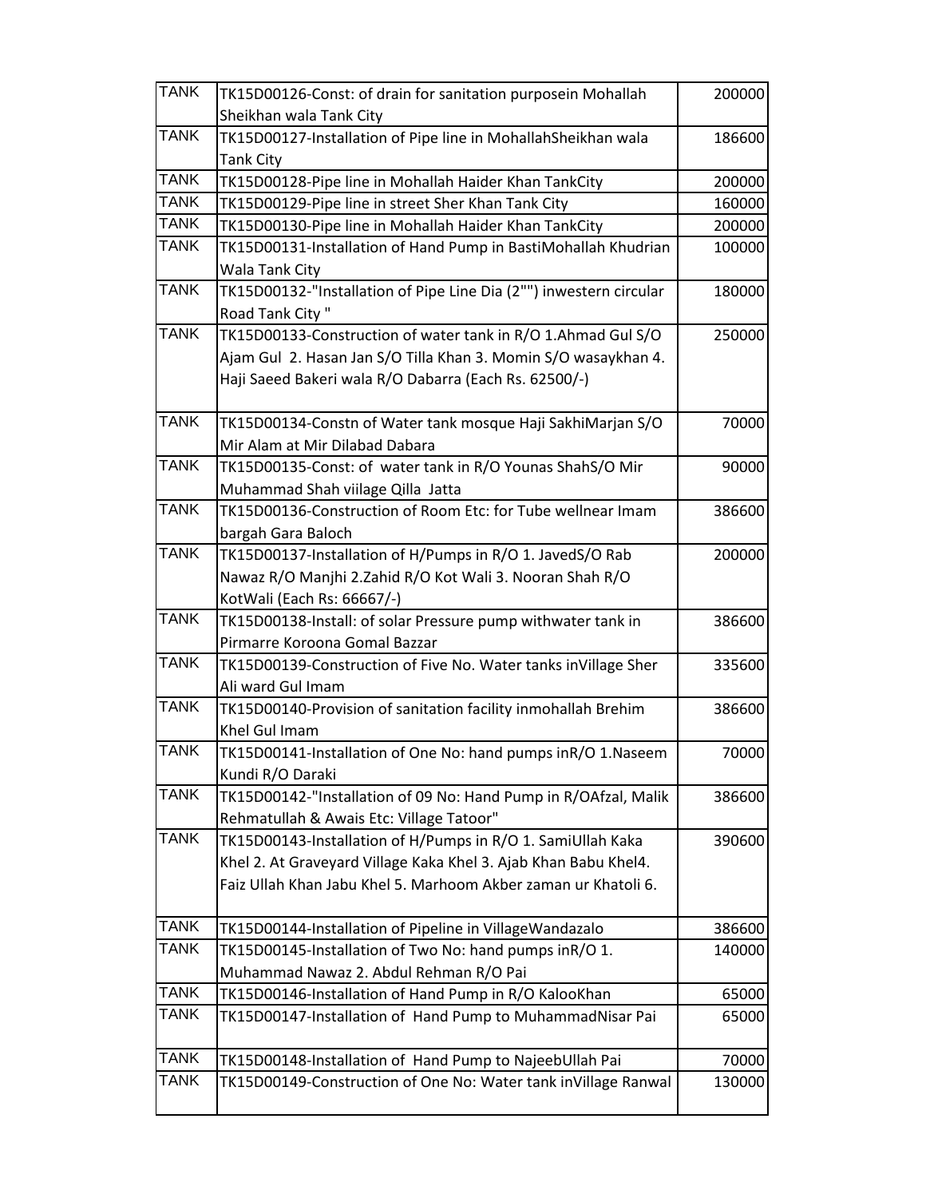| TANK | TK15D00126-Const: of drain for sanitation purposein Mohallah Sheikhan wala Tank City | 200000 |
|---|---|---|
| TANK | TK15D00127-Installation of Pipe line in MohallahSheikhan wala Tank City | 186600 |
| TANK | TK15D00128-Pipe line in Mohallah Haider Khan TankCity | 200000 |
| TANK | TK15D00129-Pipe line in street Sher Khan Tank City | 160000 |
| TANK | TK15D00130-Pipe line in Mohallah Haider Khan TankCity | 200000 |
| TANK | TK15D00131-Installation of Hand Pump in BastiMohallah Khudrian Wala Tank City | 100000 |
| TANK | TK15D00132-"Installation of Pipe Line Dia (2"") inwestern circular Road Tank City " | 180000 |
| TANK | TK15D00133-Construction of water tank in R/O 1.Ahmad Gul S/O Ajam Gul 2. Hasan Jan S/O Tilla Khan 3. Momin S/O wasaykhan 4. Haji Saeed Bakeri wala R/O Dabarra (Each Rs. 62500/-) | 250000 |
| TANK | TK15D00134-Constn of Water tank mosque Haji SakhiMarjan S/O Mir Alam at Mir Dilabad Dabara | 70000 |
| TANK | TK15D00135-Const: of water tank in R/O Younas ShahS/O Mir Muhammad Shah viilage Qilla Jatta | 90000 |
| TANK | TK15D00136-Construction of Room Etc: for Tube wellnear Imam bargah Gara Baloch | 386600 |
| TANK | TK15D00137-Installation of H/Pumps in R/O 1. JavedS/O Rab Nawaz R/O Manjhi 2.Zahid R/O Kot Wali 3. Nooran Shah R/O KotWali (Each Rs: 66667/-) | 200000 |
| TANK | TK15D00138-Install: of solar Pressure pump withwater tank in Pirmarre Koroona Gomal Bazzar | 386600 |
| TANK | TK15D00139-Construction of Five No. Water tanks inVillage Sher Ali ward Gul Imam | 335600 |
| TANK | TK15D00140-Provision of sanitation facility inmohallah Brehim Khel Gul Imam | 386600 |
| TANK | TK15D00141-Installation of One No: hand pumps inR/O 1.Naseem Kundi R/O Daraki | 70000 |
| TANK | TK15D00142-"Installation of 09 No: Hand Pump in R/OAfzal, Malik Rehmatullah & Awais Etc: Village Tatoor" | 386600 |
| TANK | TK15D00143-Installation of H/Pumps in R/O 1. SamiUllah Kaka Khel 2. At Graveyard Village Kaka Khel 3. Ajab Khan Babu Khel4. Faiz Ullah Khan Jabu Khel 5. Marhoom Akber zaman ur Khatoli 6. | 390600 |
| TANK | TK15D00144-Installation of Pipeline in VillageWandazalo | 386600 |
| TANK | TK15D00145-Installation of Two No: hand pumps inR/O 1. Muhammad Nawaz 2. Abdul Rehman R/O Pai | 140000 |
| TANK | TK15D00146-Installation of Hand Pump in R/O KalooKhan | 65000 |
| TANK | TK15D00147-Installation of Hand Pump to MuhammadNisar Pai | 65000 |
| TANK | TK15D00148-Installation of Hand Pump to NajeebUllah Pai | 70000 |
| TANK | TK15D00149-Construction of One No: Water tank inVillage Ranwal | 130000 |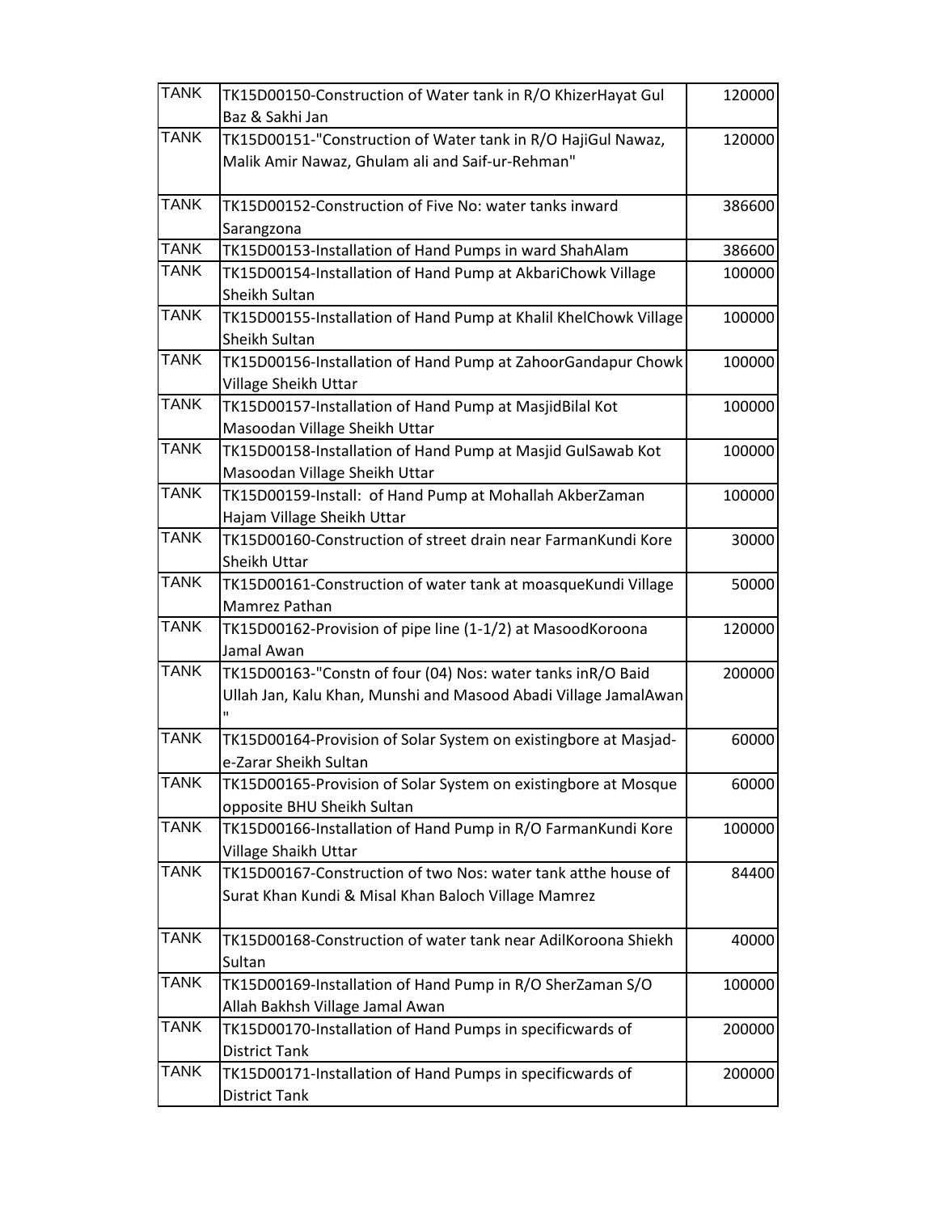| | | |
|---|---|---|
| TANK | TK15D00150-Construction of Water tank in R/O KhizerHayat Gul Baz & Sakhi Jan | 120000 |
| TANK | TK15D00151-"Construction of Water tank in R/O HajiGul Nawaz, Malik Amir Nawaz, Ghulam ali and Saif-ur-Rehman" | 120000 |
| TANK | TK15D00152-Construction of Five No: water tanks inward Sarangzona | 386600 |
| TANK | TK15D00153-Installation of Hand Pumps in ward ShahAlam | 386600 |
| TANK | TK15D00154-Installation of Hand Pump at AkbariChowk Village Sheikh Sultan | 100000 |
| TANK | TK15D00155-Installation of Hand Pump at Khalil KhelChowk Village Sheikh Sultan | 100000 |
| TANK | TK15D00156-Installation of Hand Pump at ZahoorGandapur Chowk Village Sheikh Uttar | 100000 |
| TANK | TK15D00157-Installation of Hand Pump at MasjidBilal Kot Masoodan Village Sheikh Uttar | 100000 |
| TANK | TK15D00158-Installation of Hand Pump at Masjid GulSawab Kot Masoodan Village Sheikh Uttar | 100000 |
| TANK | TK15D00159-Install: of Hand Pump at Mohallah AkberZaman Hajam Village Sheikh Uttar | 100000 |
| TANK | TK15D00160-Construction of street drain near FarmanKundi Kore Sheikh Uttar | 30000 |
| TANK | TK15D00161-Construction of water tank at moasqueKundi Village Mamrez Pathan | 50000 |
| TANK | TK15D00162-Provision of pipe line (1-1/2) at MasoodKoroona Jamal Awan | 120000 |
| TANK | TK15D00163-"Constn of four (04) Nos: water tanks inR/O Baid Ullah Jan, Kalu Khan, Munshi and Masood Abadi Village JamalAwan " | 200000 |
| TANK | TK15D00164-Provision of Solar System on existingbore at Masjad-e-Zarar Sheikh Sultan | 60000 |
| TANK | TK15D00165-Provision of Solar System on existingbore at Mosque opposite BHU Sheikh Sultan | 60000 |
| TANK | TK15D00166-Installation of Hand Pump in R/O FarmanKundi Kore Village Shaikh Uttar | 100000 |
| TANK | TK15D00167-Construction of two Nos: water tank atthe house of Surat Khan Kundi & Misal Khan Baloch Village Mamrez | 84400 |
| TANK | TK15D00168-Construction of water tank near AdilKoroona Shiekh Sultan | 40000 |
| TANK | TK15D00169-Installation of Hand Pump in R/O SherZaman S/O Allah Bakhsh Village Jamal Awan | 100000 |
| TANK | TK15D00170-Installation of Hand Pumps in specificwards of District Tank | 200000 |
| TANK | TK15D00171-Installation of Hand Pumps in specificwards of District Tank | 200000 |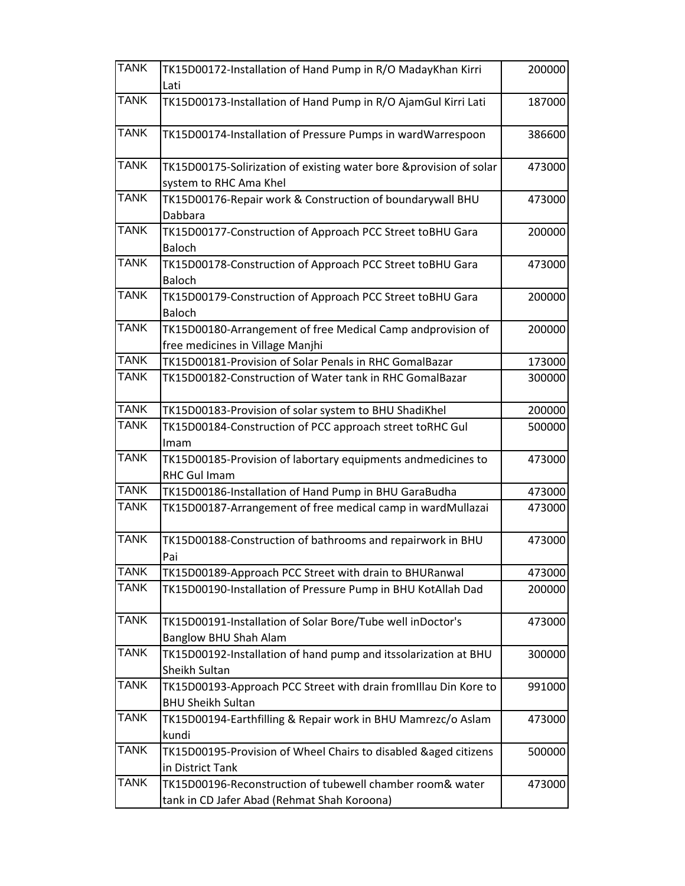| | | |
|---|---|---|
| TANK | TK15D00172-Installation of Hand Pump in R/O MadayKhan Kirri Lati | 200000 |
| TANK | TK15D00173-Installation of Hand Pump in R/O AjamGul Kirri Lati | 187000 |
| TANK | TK15D00174-Installation of Pressure Pumps in wardWarrespoon | 386600 |
| TANK | TK15D00175-Solirization of existing water bore &provision of solar system to RHC Ama Khel | 473000 |
| TANK | TK15D00176-Repair work & Construction of boundarywall BHU Dabbara | 473000 |
| TANK | TK15D00177-Construction of Approach PCC Street toBHU Gara Baloch | 200000 |
| TANK | TK15D00178-Construction of Approach PCC Street toBHU Gara Baloch | 473000 |
| TANK | TK15D00179-Construction of Approach PCC Street toBHU Gara Baloch | 200000 |
| TANK | TK15D00180-Arrangement of free Medical Camp andprovision of free medicines in Village Manjhi | 200000 |
| TANK | TK15D00181-Provision of Solar Penals in RHC GomalBazar | 173000 |
| TANK | TK15D00182-Construction of Water tank in RHC GomalBazar | 300000 |
| TANK | TK15D00183-Provision of solar system to BHU ShadiKhel | 200000 |
| TANK | TK15D00184-Construction of PCC approach street toRHC Gul Imam | 500000 |
| TANK | TK15D00185-Provision of labortary equipments andmedicines to RHC Gul Imam | 473000 |
| TANK | TK15D00186-Installation of Hand Pump in BHU GaraBudha | 473000 |
| TANK | TK15D00187-Arrangement of free medical camp in wardMullazai | 473000 |
| TANK | TK15D00188-Construction of bathrooms and repairwork in BHU Pai | 473000 |
| TANK | TK15D00189-Approach PCC Street with drain to BHURanwal | 473000 |
| TANK | TK15D00190-Installation of Pressure Pump in BHU KotAllah Dad | 200000 |
| TANK | TK15D00191-Installation of Solar Bore/Tube well inDoctor's Banglow BHU Shah Alam | 473000 |
| TANK | TK15D00192-Installation of hand pump and itssolarization at BHU Sheikh Sultan | 300000 |
| TANK | TK15D00193-Approach PCC Street with drain fromIllau Din Kore to BHU Sheikh Sultan | 991000 |
| TANK | TK15D00194-Earthfilling & Repair work in BHU Mamrezc/o Aslam kundi | 473000 |
| TANK | TK15D00195-Provision of Wheel Chairs to disabled &aged citizens in District Tank | 500000 |
| TANK | TK15D00196-Reconstruction of tubewell chamber room& water tank in CD Jafer Abad (Rehmat Shah Koroona) | 473000 |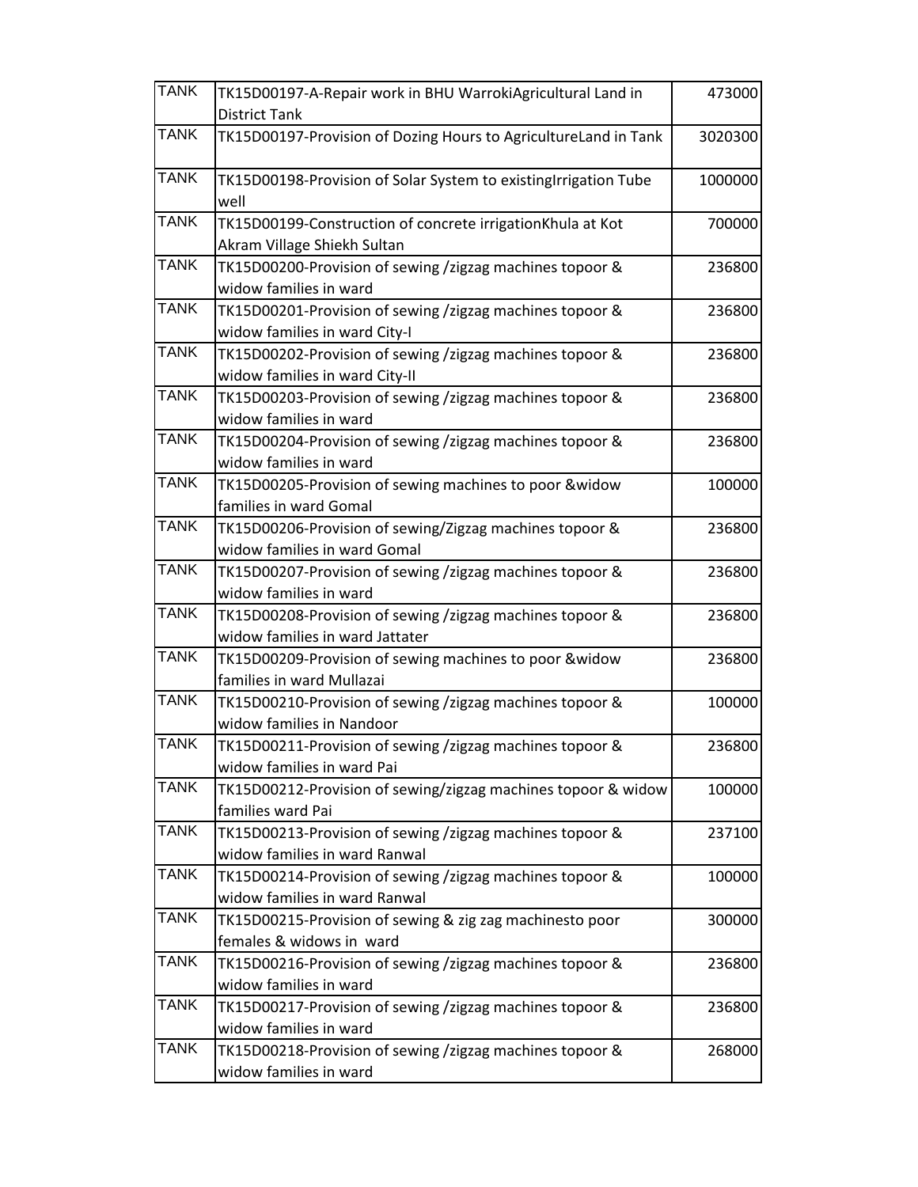| TANK | TK15D00197-A-Repair work in BHU WarrokiAgricultural Land in District Tank | 473000 |
|---|---|---|
| TANK | TK15D00197-Provision of Dozing Hours to AgricultureLand in Tank | 3020300 |
| TANK | TK15D00198-Provision of Solar System to existingIrrigation Tube well | 1000000 |
| TANK | TK15D00199-Construction of concrete irrigationKhula at Kot Akram Village Shiekh Sultan | 700000 |
| TANK | TK15D00200-Provision of sewing /zigzag machines topoor & widow families in ward | 236800 |
| TANK | TK15D00201-Provision of sewing /zigzag machines topoor & widow families in ward City-I | 236800 |
| TANK | TK15D00202-Provision of sewing /zigzag machines topoor & widow families in ward City-II | 236800 |
| TANK | TK15D00203-Provision of sewing /zigzag machines topoor & widow families in ward | 236800 |
| TANK | TK15D00204-Provision of sewing /zigzag machines topoor & widow families in ward | 236800 |
| TANK | TK15D00205-Provision of sewing machines to poor &widow families in ward Gomal | 100000 |
| TANK | TK15D00206-Provision of sewing/Zigzag machines topoor & widow families in ward Gomal | 236800 |
| TANK | TK15D00207-Provision of sewing /zigzag machines topoor & widow families in ward | 236800 |
| TANK | TK15D00208-Provision of sewing /zigzag machines topoor & widow families in ward Jattater | 236800 |
| TANK | TK15D00209-Provision of sewing machines to poor &widow families in ward Mullazai | 236800 |
| TANK | TK15D00210-Provision of sewing /zigzag machines topoor & widow families in Nandoor | 100000 |
| TANK | TK15D00211-Provision of sewing /zigzag machines topoor & widow families in ward Pai | 236800 |
| TANK | TK15D00212-Provision of sewing/zigzag machines topoor & widow families ward Pai | 100000 |
| TANK | TK15D00213-Provision of sewing /zigzag machines topoor & widow families in ward Ranwal | 237100 |
| TANK | TK15D00214-Provision of sewing /zigzag machines topoor & widow families in ward Ranwal | 100000 |
| TANK | TK15D00215-Provision of sewing & zig zag machinesto poor females & widows in ward | 300000 |
| TANK | TK15D00216-Provision of sewing /zigzag machines topoor & widow families in ward | 236800 |
| TANK | TK15D00217-Provision of sewing /zigzag machines topoor & widow families in ward | 236800 |
| TANK | TK15D00218-Provision of sewing /zigzag machines topoor & widow families in ward | 268000 |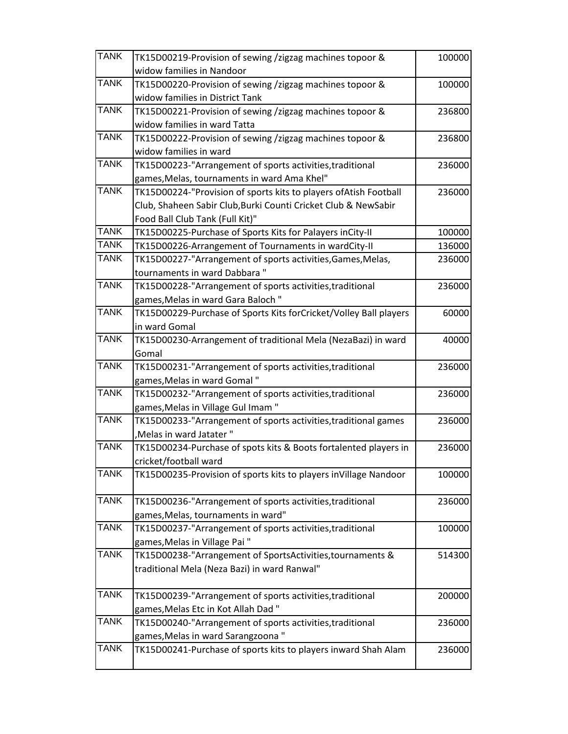| TANK | TK15D00219-Provision of sewing /zigzag machines topoor & widow families in Nandoor | 100000 |
|---|---|---|
| TANK | TK15D00220-Provision of sewing /zigzag machines topoor & widow families in District Tank | 100000 |
| TANK | TK15D00221-Provision of sewing /zigzag machines topoor & widow families in ward Tatta | 236800 |
| TANK | TK15D00222-Provision of sewing /zigzag machines topoor & widow families in ward | 236800 |
| TANK | TK15D00223-"Arrangement of sports activities,traditional games,Melas, tournaments in ward Ama Khel" | 236000 |
| TANK | TK15D00224-"Provision of sports kits to players ofAtish Football Club, Shaheen Sabir Club,Burki Counti Cricket Club & NewSabir Food Ball Club Tank (Full Kit)" | 236000 |
| TANK | TK15D00225-Purchase of Sports Kits for Palayers inCity-II | 100000 |
| TANK | TK15D00226-Arrangement of Tournaments in wardCity-II | 136000 |
| TANK | TK15D00227-"Arrangement of sports activities,Games,Melas, tournaments in ward Dabbara " | 236000 |
| TANK | TK15D00228-"Arrangement of sports activities,traditional games,Melas in ward Gara Baloch " | 236000 |
| TANK | TK15D00229-Purchase of Sports Kits forCricket/Volley Ball players in ward Gomal | 60000 |
| TANK | TK15D00230-Arrangement of traditional Mela (NezaBazi) in ward Gomal | 40000 |
| TANK | TK15D00231-"Arrangement of sports activities,traditional games,Melas in ward Gomal " | 236000 |
| TANK | TK15D00232-"Arrangement of sports activities,traditional games,Melas in Village Gul Imam " | 236000 |
| TANK | TK15D00233-"Arrangement of sports activities,traditional games ,Melas in ward Jatater " | 236000 |
| TANK | TK15D00234-Purchase of spots kits & Boots fortalented players in cricket/football ward | 236000 |
| TANK | TK15D00235-Provision of sports kits to players inVillage Nandoor | 100000 |
| TANK | TK15D00236-"Arrangement of sports activities,traditional games,Melas, tournaments in ward" | 236000 |
| TANK | TK15D00237-"Arrangement of sports activities,traditional games,Melas in Village Pai " | 100000 |
| TANK | TK15D00238-"Arrangement of SportsActivities,tournaments & traditional Mela (Neza Bazi) in ward Ranwal" | 514300 |
| TANK | TK15D00239-"Arrangement of sports activities,traditional games,Melas Etc in Kot Allah Dad " | 200000 |
| TANK | TK15D00240-"Arrangement of sports activities,traditional games,Melas in ward Sarangzoona " | 236000 |
| TANK | TK15D00241-Purchase of sports kits to players inward Shah Alam | 236000 |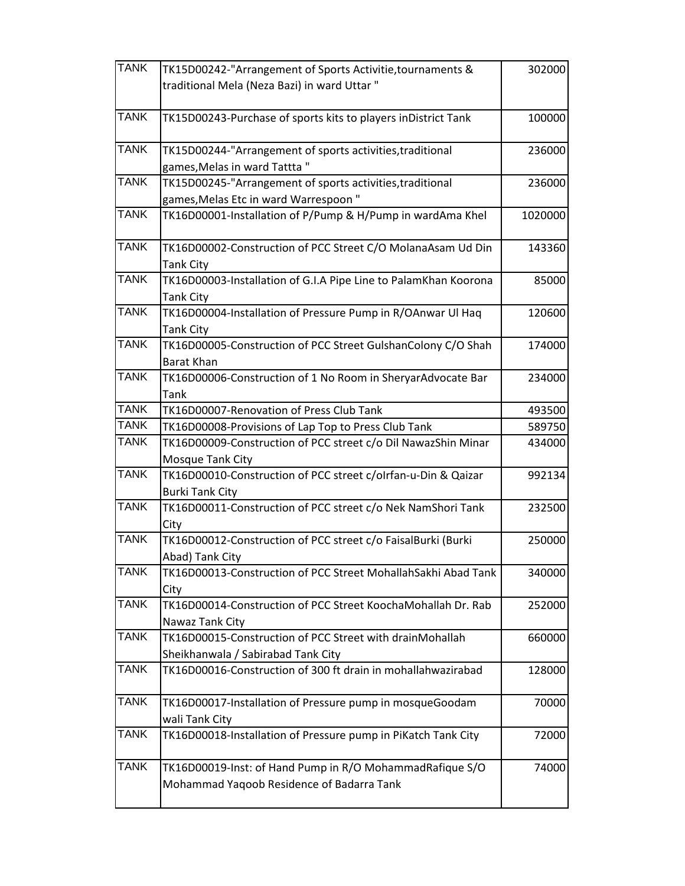| TANK | TK15D00242-"Arrangement of Sports Activitie,tournaments & traditional Mela (Neza Bazi) in ward Uttar " | 302000 |
|---|---|---|
| TANK | TK15D00243-Purchase of sports kits to players inDistrict Tank | 100000 |
| TANK | TK15D00244-"Arrangement of sports activities,traditional games,Melas in ward Tattta " | 236000 |
| TANK | TK15D00245-"Arrangement of sports activities,traditional games,Melas Etc in ward Warrespoon " | 236000 |
| TANK | TK16D00001-Installation of P/Pump & H/Pump in wardAma Khel | 1020000 |
| TANK | TK16D00002-Construction of PCC Street C/O MolanaAsam Ud Din Tank City | 143360 |
| TANK | TK16D00003-Installation of G.I.A Pipe Line to PalamKhan Koorona Tank City | 85000 |
| TANK | TK16D00004-Installation of Pressure Pump in R/OAnwar Ul Haq Tank City | 120600 |
| TANK | TK16D00005-Construction of PCC Street GulshanColony C/O Shah Barat Khan | 174000 |
| TANK | TK16D00006-Construction of 1 No Room in SheryarAdvocate Bar Tank | 234000 |
| TANK | TK16D00007-Renovation of Press Club Tank | 493500 |
| TANK | TK16D00008-Provisions of Lap Top to Press Club Tank | 589750 |
| TANK | TK16D00009-Construction of PCC street c/o Dil NawazShin Minar Mosque Tank City | 434000 |
| TANK | TK16D00010-Construction of PCC street c/oIrfan-u-Din & Qaizar Burki Tank City | 992134 |
| TANK | TK16D00011-Construction of PCC street c/o Nek NamShori Tank City | 232500 |
| TANK | TK16D00012-Construction of PCC street c/o FaisalBurki (Burki Abad) Tank City | 250000 |
| TANK | TK16D00013-Construction of PCC Street MohallahSakhi Abad Tank City | 340000 |
| TANK | TK16D00014-Construction of PCC Street KoochaMohallah Dr. Rab Nawaz Tank City | 252000 |
| TANK | TK16D00015-Construction of PCC Street with drainMohallah Sheikhanwala / Sabirabad Tank City | 660000 |
| TANK | TK16D00016-Construction of 300 ft drain in mohallahwazirabad | 128000 |
| TANK | TK16D00017-Installation of Pressure pump in mosqueGoodam wali Tank City | 70000 |
| TANK | TK16D00018-Installation of Pressure pump in PiKatch Tank City | 72000 |
| TANK | TK16D00019-Inst: of Hand Pump in R/O MohammadRafique S/O Mohammad Yaqoob Residence of Badarra Tank | 74000 |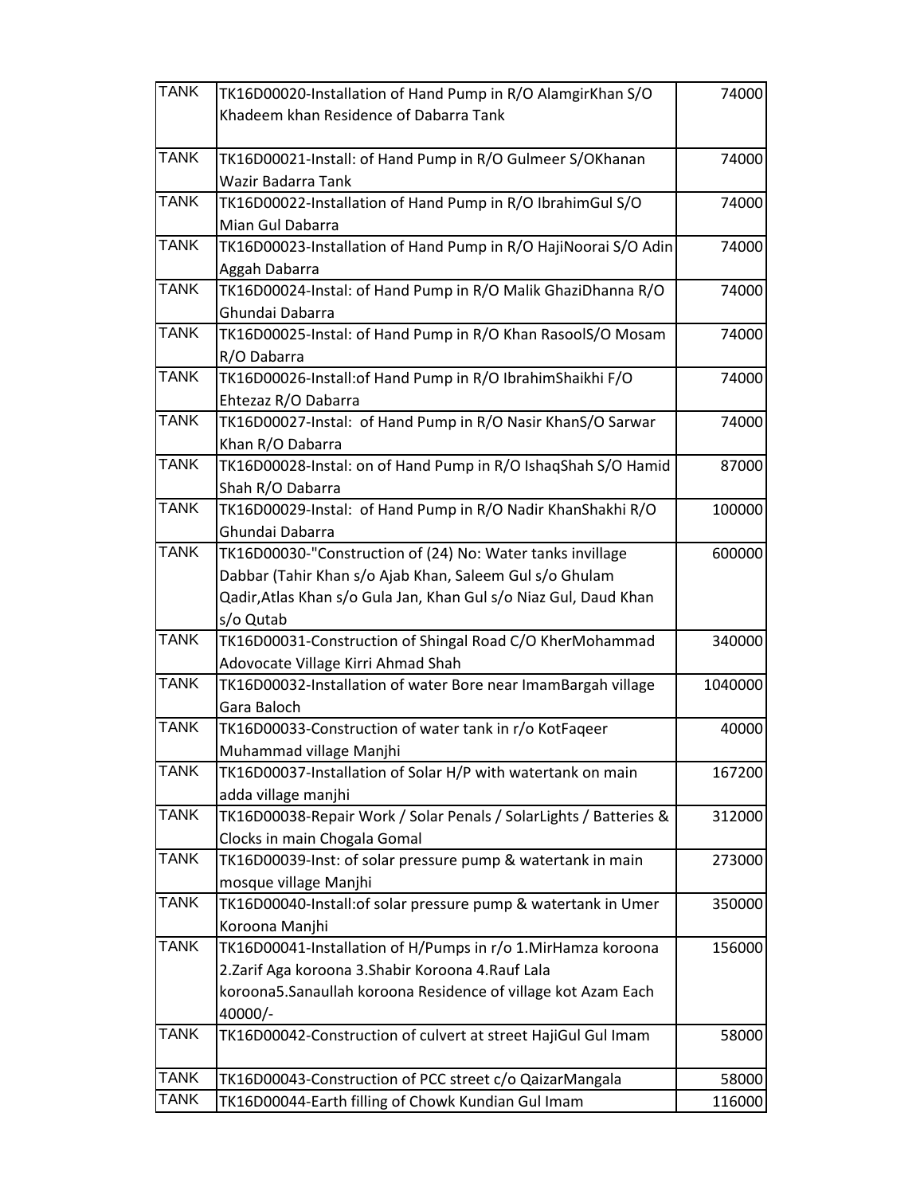| | | |
|---|---|---|
| TANK | TK16D00020-Installation of Hand Pump in R/O AlamgirKhan S/O Khadeem khan Residence of Dabarra Tank | 74000 |
| TANK | TK16D00021-Install: of Hand Pump in R/O Gulmeer S/OKhanan Wazir Badarra Tank | 74000 |
| TANK | TK16D00022-Installation of Hand Pump in R/O IbrahimGul S/O Mian Gul Dabarra | 74000 |
| TANK | TK16D00023-Installation of Hand Pump in R/O HajiNoorai S/O Adin Aggah Dabarra | 74000 |
| TANK | TK16D00024-Instal: of Hand Pump in R/O Malik GhaziDhanna R/O Ghundai Dabarra | 74000 |
| TANK | TK16D00025-Instal: of Hand Pump in R/O Khan RasoolS/O Mosam R/O Dabarra | 74000 |
| TANK | TK16D00026-Install:of Hand Pump in R/O IbrahimShaikhi F/O Ehtezaz R/O Dabarra | 74000 |
| TANK | TK16D00027-Instal: of Hand Pump in R/O Nasir KhanS/O Sarwar Khan R/O Dabarra | 74000 |
| TANK | TK16D00028-Instal: on of Hand Pump in R/O IshaqShah S/O Hamid Shah R/O Dabarra | 87000 |
| TANK | TK16D00029-Instal: of Hand Pump in R/O Nadir KhanShakhi R/O Ghundai Dabarra | 100000 |
| TANK | TK16D00030-"Construction of (24) No: Water tanks invillage Dabbar (Tahir Khan s/o Ajab Khan, Saleem Gul s/o Ghulam Qadir,Atlas Khan s/o Gula Jan, Khan Gul s/o Niaz Gul, Daud Khan s/o Qutab | 600000 |
| TANK | TK16D00031-Construction of Shingal Road C/O KherMohammad Adovocate Village Kirri Ahmad Shah | 340000 |
| TANK | TK16D00032-Installation of water Bore near ImamBargah village Gara Baloch | 1040000 |
| TANK | TK16D00033-Construction of water tank in r/o KotFaqeer Muhammad village Manjhi | 40000 |
| TANK | TK16D00037-Installation of Solar H/P with watertank on main adda village manjhi | 167200 |
| TANK | TK16D00038-Repair Work / Solar Penals / SolarLights / Batteries & Clocks in main Chogala Gomal | 312000 |
| TANK | TK16D00039-Inst: of solar pressure pump & watertank in main mosque village Manjhi | 273000 |
| TANK | TK16D00040-Install:of solar pressure pump & watertank in Umer Koroona Manjhi | 350000 |
| TANK | TK16D00041-Installation of H/Pumps in r/o 1.MirHamza koroona 2.Zarif Aga koroona 3.Shabir Koroona 4.Rauf Lala koroona5.Sanaullah koroona Residence of village kot Azam Each 40000/- | 156000 |
| TANK | TK16D00042-Construction of culvert at street HajiGul Gul Imam | 58000 |
| TANK | TK16D00043-Construction of PCC street c/o QaizarMangala | 58000 |
| TANK | TK16D00044-Earth filling of Chowk Kundian Gul Imam | 116000 |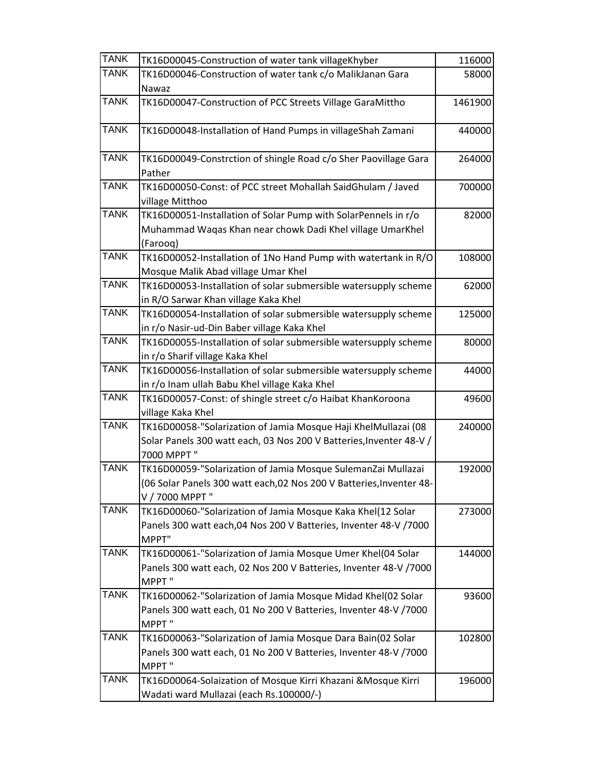| TANK | TK16D00045-Construction of water tank villageKhyber | 116000 |
|---|---|---|
| TANK | TK16D00046-Construction of water tank c/o MalikJanan Gara Nawaz | 58000 |
| TANK | TK16D00047-Construction of PCC Streets Village GaraMittho | 1461900 |
| TANK | TK16D00048-Installation of Hand Pumps in villageShah Zamani | 440000 |
| TANK | TK16D00049-Constrction of shingle Road c/o Sher Paovillage Gara Pather | 264000 |
| TANK | TK16D00050-Const: of PCC street Mohallah SaidGhulam / Javed village Mitthoo | 700000 |
| TANK | TK16D00051-Installation of Solar Pump with SolarPennels in r/o Muhammad Waqas Khan near chowk Dadi Khel village UmarKhel (Farooq) | 82000 |
| TANK | TK16D00052-Installation of 1No Hand Pump with watertank in R/O Mosque Malik Abad village Umar Khel | 108000 |
| TANK | TK16D00053-Installation of solar submersible watersupply scheme in R/O Sarwar Khan village Kaka Khel | 62000 |
| TANK | TK16D00054-Installation of solar submersible watersupply scheme in r/o Nasir-ud-Din Baber village Kaka Khel | 125000 |
| TANK | TK16D00055-Installation of solar submersible watersupply scheme in r/o Sharif village Kaka Khel | 80000 |
| TANK | TK16D00056-Installation of solar submersible watersupply scheme in r/o Inam ullah Babu Khel village Kaka Khel | 44000 |
| TANK | TK16D00057-Const: of shingle street c/o Haibat KhanKoroona village Kaka Khel | 49600 |
| TANK | TK16D00058-"Solarization of Jamia Mosque Haji KhelMullazai (08 Solar Panels 300 watt each, 03 Nos 200 V Batteries,Inventer 48-V / 7000 MPPT " | 240000 |
| TANK | TK16D00059-"Solarization of Jamia Mosque SulemanZai Mullazai (06 Solar Panels 300 watt each,02 Nos 200 V Batteries,Inventer 48-V / 7000 MPPT " | 192000 |
| TANK | TK16D00060-"Solarization of Jamia Mosque Kaka Khel(12 Solar Panels 300 watt each,04 Nos 200 V Batteries, Inventer 48-V /7000 MPPT" | 273000 |
| TANK | TK16D00061-"Solarization of Jamia Mosque Umer Khel(04 Solar Panels 300 watt each, 02 Nos 200 V Batteries, Inventer 48-V /7000 MPPT " | 144000 |
| TANK | TK16D00062-"Solarization of Jamia Mosque Midad Khel(02 Solar Panels 300 watt each, 01 No 200 V Batteries, Inventer 48-V /7000 MPPT " | 93600 |
| TANK | TK16D00063-"Solarization of Jamia Mosque Dara Bain(02 Solar Panels 300 watt each, 01 No 200 V Batteries, Inventer 48-V /7000 MPPT " | 102800 |
| TANK | TK16D00064-Solaization of Mosque Kirri Khazani &Mosque Kirri Wadati ward Mullazai (each Rs.100000/-) | 196000 |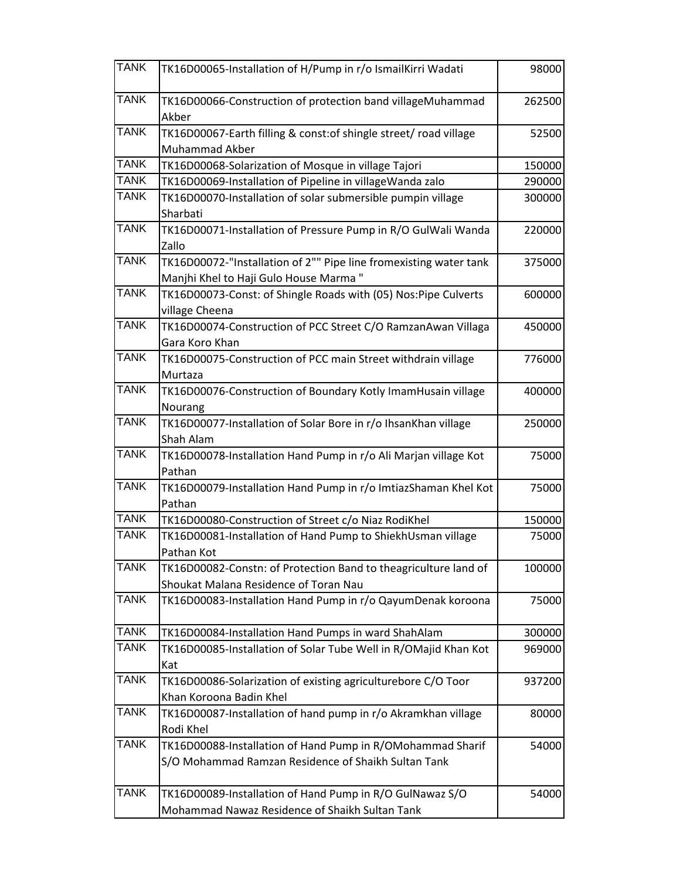| TANK | TK16D00065-Installation of H/Pump in r/o IsmailKirri Wadati | 98000 |
|---|---|---|
| TANK | TK16D00066-Construction of protection band villageMuhammad Akber | 262500 |
| TANK | TK16D00067-Earth filling & const:of shingle street/ road village Muhammad Akber | 52500 |
| TANK | TK16D00068-Solarization of Mosque in village Tajori | 150000 |
| TANK | TK16D00069-Installation of Pipeline in villageWanda zalo | 290000 |
| TANK | TK16D00070-Installation of solar submersible pumpin village Sharbati | 300000 |
| TANK | TK16D00071-Installation of Pressure Pump in R/O GulWali Wanda Zallo | 220000 |
| TANK | TK16D00072-"Installation of 2"" Pipe line fromexisting water tank Manjhi Khel to Haji Gulo House Marma " | 375000 |
| TANK | TK16D00073-Const: of Shingle Roads with (05) Nos:Pipe Culverts village Cheena | 600000 |
| TANK | TK16D00074-Construction of PCC Street C/O RamzanAwan Villaga Gara Koro Khan | 450000 |
| TANK | TK16D00075-Construction of PCC main Street withdrain village Murtaza | 776000 |
| TANK | TK16D00076-Construction of Boundary Kotly ImamHusain village Nourang | 400000 |
| TANK | TK16D00077-Installation of Solar Bore in r/o IhsanKhan village Shah Alam | 250000 |
| TANK | TK16D00078-Installation Hand Pump in r/o Ali Marjan village Kot Pathan | 75000 |
| TANK | TK16D00079-Installation Hand Pump in r/o ImtiazShaman Khel Kot Pathan | 75000 |
| TANK | TK16D00080-Construction of Street c/o Niaz RodiKhel | 150000 |
| TANK | TK16D00081-Installation of Hand Pump to ShiekhUsman village Pathan Kot | 75000 |
| TANK | TK16D00082-Constn: of Protection Band to theagriculture land of Shoukat Malana Residence of Toran Nau | 100000 |
| TANK | TK16D00083-Installation Hand Pump in r/o QayumDenak koroona | 75000 |
| TANK | TK16D00084-Installation Hand Pumps in ward ShahAlam | 300000 |
| TANK | TK16D00085-Installation of Solar Tube Well in R/OMajid Khan Kot Kat | 969000 |
| TANK | TK16D00086-Solarization of existing agriculturebore C/O Toor Khan Koroona Badin Khel | 937200 |
| TANK | TK16D00087-Installation of hand pump in r/o Akramkhan village Rodi Khel | 80000 |
| TANK | TK16D00088-Installation of Hand Pump in R/OMohammad Sharif S/O Mohammad Ramzan Residence of Shaikh Sultan Tank | 54000 |
| TANK | TK16D00089-Installation of Hand Pump in R/O GulNawaz S/O Mohammad Nawaz Residence of Shaikh Sultan Tank | 54000 |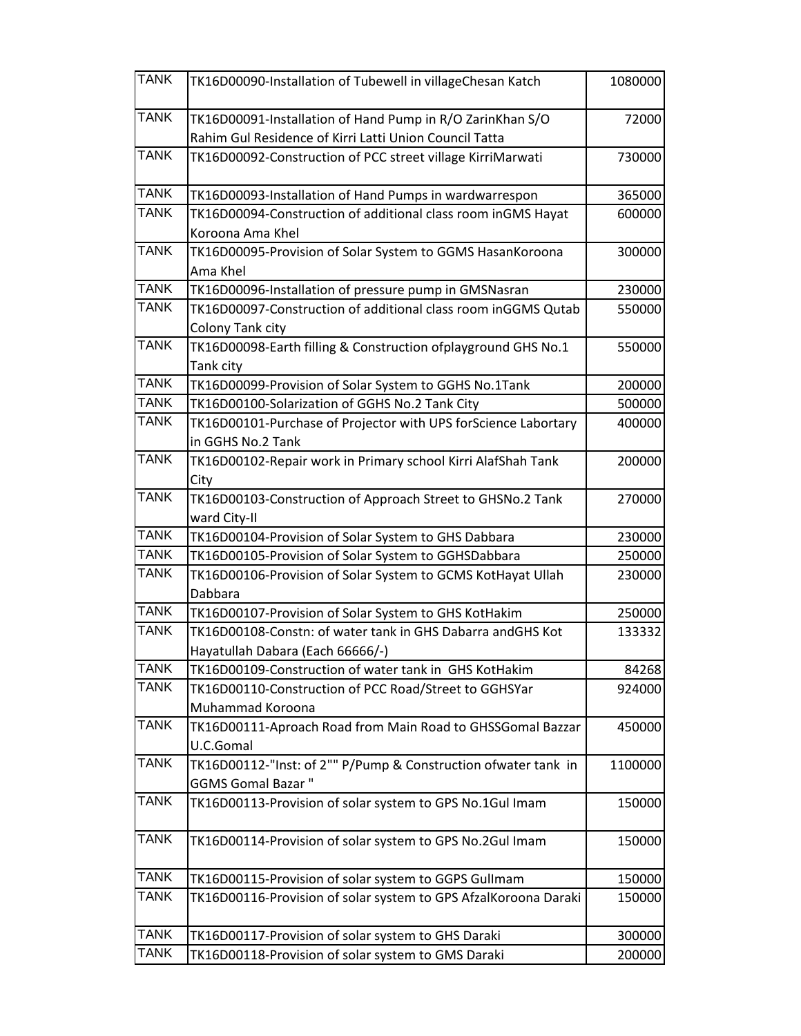| | | |
|---|---|---|
| TANK | TK16D00090-Installation of Tubewell in villageChesan Katch | 1080000 |
| TANK | TK16D00091-Installation of Hand Pump in R/O ZarinKhan S/O Rahim Gul Residence of Kirri Latti Union Council Tatta | 72000 |
| TANK | TK16D00092-Construction of PCC street village KirriMarwati | 730000 |
| TANK | TK16D00093-Installation of Hand Pumps in wardwarrespon | 365000 |
| TANK | TK16D00094-Construction of additional class room inGMS Hayat Koroona Ama Khel | 600000 |
| TANK | TK16D00095-Provision of Solar System to GGMS HasanKoroona Ama Khel | 300000 |
| TANK | TK16D00096-Installation of pressure pump in GMSNasran | 230000 |
| TANK | TK16D00097-Construction of additional class room inGGMS Qutab Colony Tank city | 550000 |
| TANK | TK16D00098-Earth filling & Construction ofplayground GHS No.1 Tank city | 550000 |
| TANK | TK16D00099-Provision of Solar System to GGHS No.1Tank | 200000 |
| TANK | TK16D00100-Solarization of GGHS No.2 Tank City | 500000 |
| TANK | TK16D00101-Purchase of Projector with UPS forScience Labortary in GGHS No.2 Tank | 400000 |
| TANK | TK16D00102-Repair work in Primary school Kirri AlafShah Tank City | 200000 |
| TANK | TK16D00103-Construction of Approach Street to GHSNo.2 Tank ward City-II | 270000 |
| TANK | TK16D00104-Provision of Solar System to GHS Dabbara | 230000 |
| TANK | TK16D00105-Provision of Solar System to GGHSDabbara | 250000 |
| TANK | TK16D00106-Provision of Solar System to GCMS KotHayat Ullah Dabbara | 230000 |
| TANK | TK16D00107-Provision of Solar System to GHS KotHakim | 250000 |
| TANK | TK16D00108-Constn: of water tank in GHS Dabarra andGHS Kot Hayatullah Dabara (Each 66666/-) | 133332 |
| TANK | TK16D00109-Construction of water tank in GHS KotHakim | 84268 |
| TANK | TK16D00110-Construction of PCC Road/Street to GGHSYar Muhammad Koroona | 924000 |
| TANK | TK16D00111-Aproach Road from Main Road to GHSSGomal Bazzar U.C.Gomal | 450000 |
| TANK | TK16D00112-"Inst: of 2"" P/Pump & Construction ofwater tank in GGMS Gomal Bazar " | 1100000 |
| TANK | TK16D00113-Provision of solar system to GPS No.1Gul Imam | 150000 |
| TANK | TK16D00114-Provision of solar system to GPS No.2Gul Imam | 150000 |
| TANK | TK16D00115-Provision of solar system to GGPS GulImam | 150000 |
| TANK | TK16D00116-Provision of solar system to GPS AfzalKoroona Daraki | 150000 |
| TANK | TK16D00117-Provision of solar system to GHS Daraki | 300000 |
| TANK | TK16D00118-Provision of solar system to GMS Daraki | 200000 |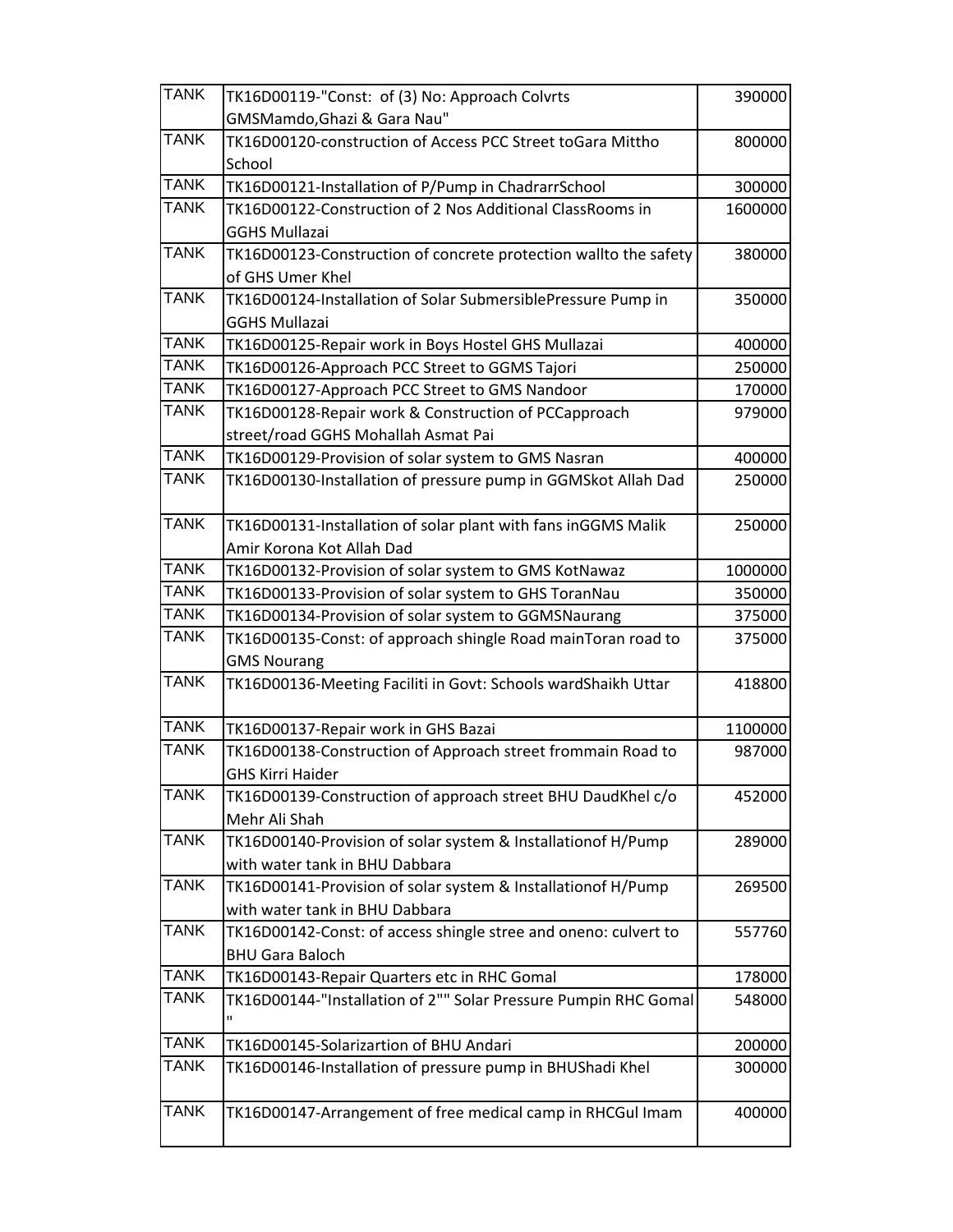| | | |
|---|---|---|
| TANK | TK16D00119-"Const: of (3) No: Approach Colvrts GMSMamdo,Ghazi & Gara Nau" | 390000 |
| TANK | TK16D00120-construction of Access PCC Street toGara Mittho School | 800000 |
| TANK | TK16D00121-Installation of P/Pump in ChadrarrSchool | 300000 |
| TANK | TK16D00122-Construction of 2 Nos Additional ClassRooms in GGHS Mullazai | 1600000 |
| TANK | TK16D00123-Construction of concrete protection wallto the safety of GHS Umer Khel | 380000 |
| TANK | TK16D00124-Installation of Solar SubmersiblePressure Pump in GGHS Mullazai | 350000 |
| TANK | TK16D00125-Repair work in Boys Hostel GHS Mullazai | 400000 |
| TANK | TK16D00126-Approach PCC Street to GGMS Tajori | 250000 |
| TANK | TK16D00127-Approach PCC Street to GMS Nandoor | 170000 |
| TANK | TK16D00128-Repair work & Construction of PCCapproach street/road GGHS Mohallah Asmat Pai | 979000 |
| TANK | TK16D00129-Provision of solar system to GMS Nasran | 400000 |
| TANK | TK16D00130-Installation of pressure pump in GGMSkot Allah Dad | 250000 |
| TANK | TK16D00131-Installation of solar plant with fans inGGMS Malik Amir Korona Kot Allah Dad | 250000 |
| TANK | TK16D00132-Provision of solar system to GMS KotNawaz | 1000000 |
| TANK | TK16D00133-Provision of solar system to GHS ToranNau | 350000 |
| TANK | TK16D00134-Provision of solar system to GGMSNaurang | 375000 |
| TANK | TK16D00135-Const: of approach shingle Road mainToran road to GMS Nourang | 375000 |
| TANK | TK16D00136-Meeting Faciliti in Govt: Schools wardShaikh Uttar | 418800 |
| TANK | TK16D00137-Repair work in GHS Bazai | 1100000 |
| TANK | TK16D00138-Construction of Approach street frommain Road to GHS Kirri Haider | 987000 |
| TANK | TK16D00139-Construction of approach street BHU DaudKhel c/o Mehr Ali Shah | 452000 |
| TANK | TK16D00140-Provision of solar system & Installationof H/Pump with water tank in BHU Dabbara | 289000 |
| TANK | TK16D00141-Provision of solar system & Installationof H/Pump with water tank in BHU Dabbara | 269500 |
| TANK | TK16D00142-Const: of access shingle stree and oneno: culvert to BHU Gara Baloch | 557760 |
| TANK | TK16D00143-Repair Quarters etc in RHC Gomal | 178000 |
| TANK | TK16D00144-"Installation of 2"" Solar Pressure Pumpin RHC Gomal " | 548000 |
| TANK | TK16D00145-Solarizartion of BHU Andari | 200000 |
| TANK | TK16D00146-Installation of pressure pump in BHUShadi Khel | 300000 |
| TANK | TK16D00147-Arrangement of free medical camp in RHCGul Imam | 400000 |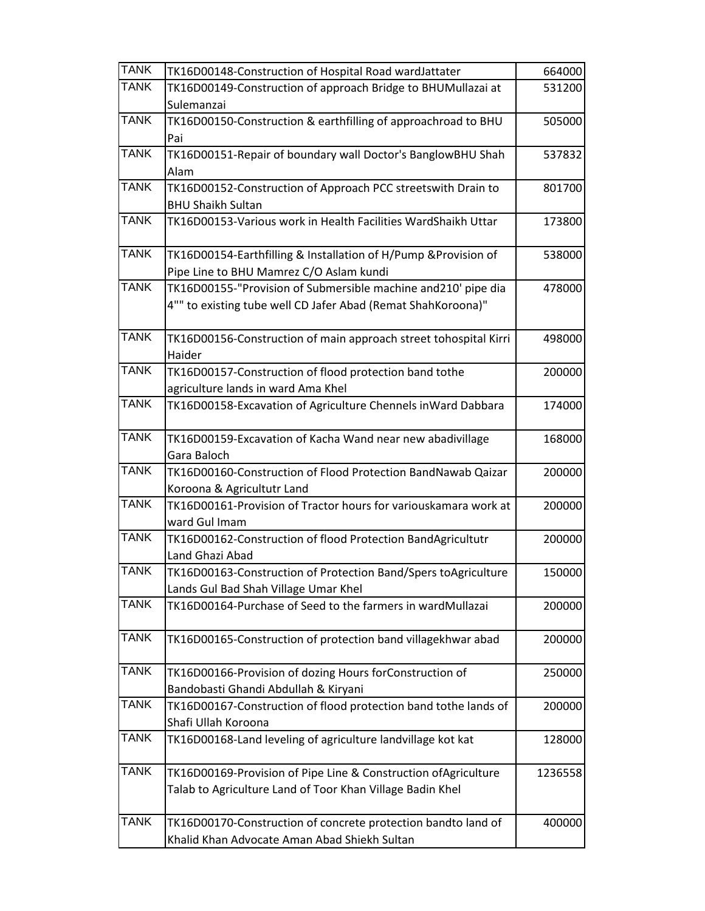| TANK | TK16D00148-Construction of Hospital Road wardJattater | 664000 |
|---|---|---|
| TANK | TK16D00149-Construction of approach Bridge to BHUMullazai at Sulemanzai | 531200 |
| TANK | TK16D00150-Construction & earthfilling of approachroad to BHU Pai | 505000 |
| TANK | TK16D00151-Repair of boundary wall Doctor's BanglowBHU Shah Alam | 537832 |
| TANK | TK16D00152-Construction of Approach PCC streetswith Drain to BHU Shaikh Sultan | 801700 |
| TANK | TK16D00153-Various work in Health Facilities WardShaikh Uttar | 173800 |
| TANK | TK16D00154-Earthfilling & Installation of H/Pump &Provision of Pipe Line to BHU Mamrez C/O Aslam kundi | 538000 |
| TANK | TK16D00155-"Provision of Submersible machine and210' pipe dia 4"" to existing tube well CD Jafer Abad (Remat ShahKoroona)" | 478000 |
| TANK | TK16D00156-Construction of main approach street tohospital Kirri Haider | 498000 |
| TANK | TK16D00157-Construction of flood protection band tothe agriculture lands in ward Ama Khel | 200000 |
| TANK | TK16D00158-Excavation of Agriculture Chennels inWard Dabbara | 174000 |
| TANK | TK16D00159-Excavation of Kacha Wand near new abadivillage Gara Baloch | 168000 |
| TANK | TK16D00160-Construction of Flood Protection BandNawab Qaizar Koroona & Agricultutr Land | 200000 |
| TANK | TK16D00161-Provision of Tractor hours for variouskamara work at ward Gul Imam | 200000 |
| TANK | TK16D00162-Construction of flood Protection BandAgricultutr Land Ghazi Abad | 200000 |
| TANK | TK16D00163-Construction of Protection Band/Spers toAgriculture Lands Gul Bad Shah Village Umar Khel | 150000 |
| TANK | TK16D00164-Purchase of Seed to the farmers in wardMullazai | 200000 |
| TANK | TK16D00165-Construction of protection band villagekhwar abad | 200000 |
| TANK | TK16D00166-Provision of dozing Hours forConstruction of Bandobasti Ghandi Abdullah & Kiryani | 250000 |
| TANK | TK16D00167-Construction of flood protection band tothe lands of Shafi Ullah Koroona | 200000 |
| TANK | TK16D00168-Land leveling of agriculture landvillage kot kat | 128000 |
| TANK | TK16D00169-Provision of Pipe Line & Construction ofAgriculture Talab to Agriculture Land of Toor Khan Village Badin Khel | 1236558 |
| TANK | TK16D00170-Construction of concrete protection bandto land of Khalid Khan Advocate Aman Abad Shiekh Sultan | 400000 |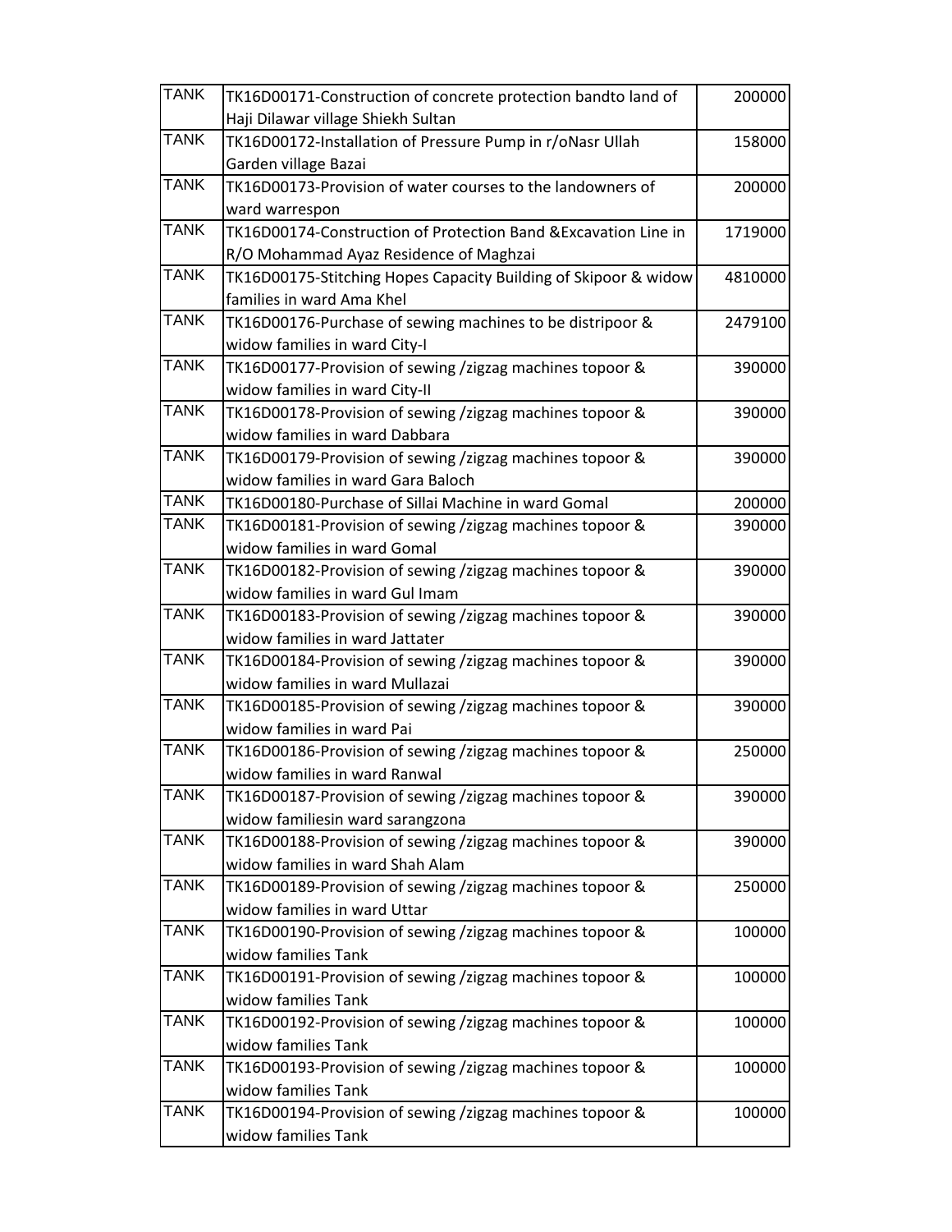| | | |
|---|---|---|
| TANK | TK16D00171-Construction of concrete protection bandto land of Haji Dilawar village Shiekh Sultan | 200000 |
| TANK | TK16D00172-Installation of Pressure Pump in r/oNasr Ullah Garden village Bazai | 158000 |
| TANK | TK16D00173-Provision of water courses to the landowners of ward warrespon | 200000 |
| TANK | TK16D00174-Construction of Protection Band &Excavation Line in R/O Mohammad Ayaz Residence of Maghzai | 1719000 |
| TANK | TK16D00175-Stitching Hopes Capacity Building of Skipoor & widow families in ward Ama Khel | 4810000 |
| TANK | TK16D00176-Purchase of sewing machines to be distripoor & widow families in ward City-I | 2479100 |
| TANK | TK16D00177-Provision of sewing /zigzag machines topoor & widow families in ward City-II | 390000 |
| TANK | TK16D00178-Provision of sewing /zigzag machines topoor & widow families in ward Dabbara | 390000 |
| TANK | TK16D00179-Provision of sewing /zigzag machines topoor & widow families in ward Gara Baloch | 390000 |
| TANK | TK16D00180-Purchase of Sillai Machine in ward Gomal | 200000 |
| TANK | TK16D00181-Provision of sewing /zigzag machines topoor & widow families in ward Gomal | 390000 |
| TANK | TK16D00182-Provision of sewing /zigzag machines topoor & widow families in ward Gul Imam | 390000 |
| TANK | TK16D00183-Provision of sewing /zigzag machines topoor & widow families in ward Jattater | 390000 |
| TANK | TK16D00184-Provision of sewing /zigzag machines topoor & widow families in ward Mullazai | 390000 |
| TANK | TK16D00185-Provision of sewing /zigzag machines topoor & widow families in ward Pai | 390000 |
| TANK | TK16D00186-Provision of sewing /zigzag machines topoor & widow families in ward Ranwal | 250000 |
| TANK | TK16D00187-Provision of sewing /zigzag machines topoor & widow familiesin ward sarangzona | 390000 |
| TANK | TK16D00188-Provision of sewing /zigzag machines topoor & widow families in ward Shah Alam | 390000 |
| TANK | TK16D00189-Provision of sewing /zigzag machines topoor & widow families in ward Uttar | 250000 |
| TANK | TK16D00190-Provision of sewing /zigzag machines topoor & widow families Tank | 100000 |
| TANK | TK16D00191-Provision of sewing /zigzag machines topoor & widow families Tank | 100000 |
| TANK | TK16D00192-Provision of sewing /zigzag machines topoor & widow families Tank | 100000 |
| TANK | TK16D00193-Provision of sewing /zigzag machines topoor & widow families Tank | 100000 |
| TANK | TK16D00194-Provision of sewing /zigzag machines topoor & widow families Tank | 100000 |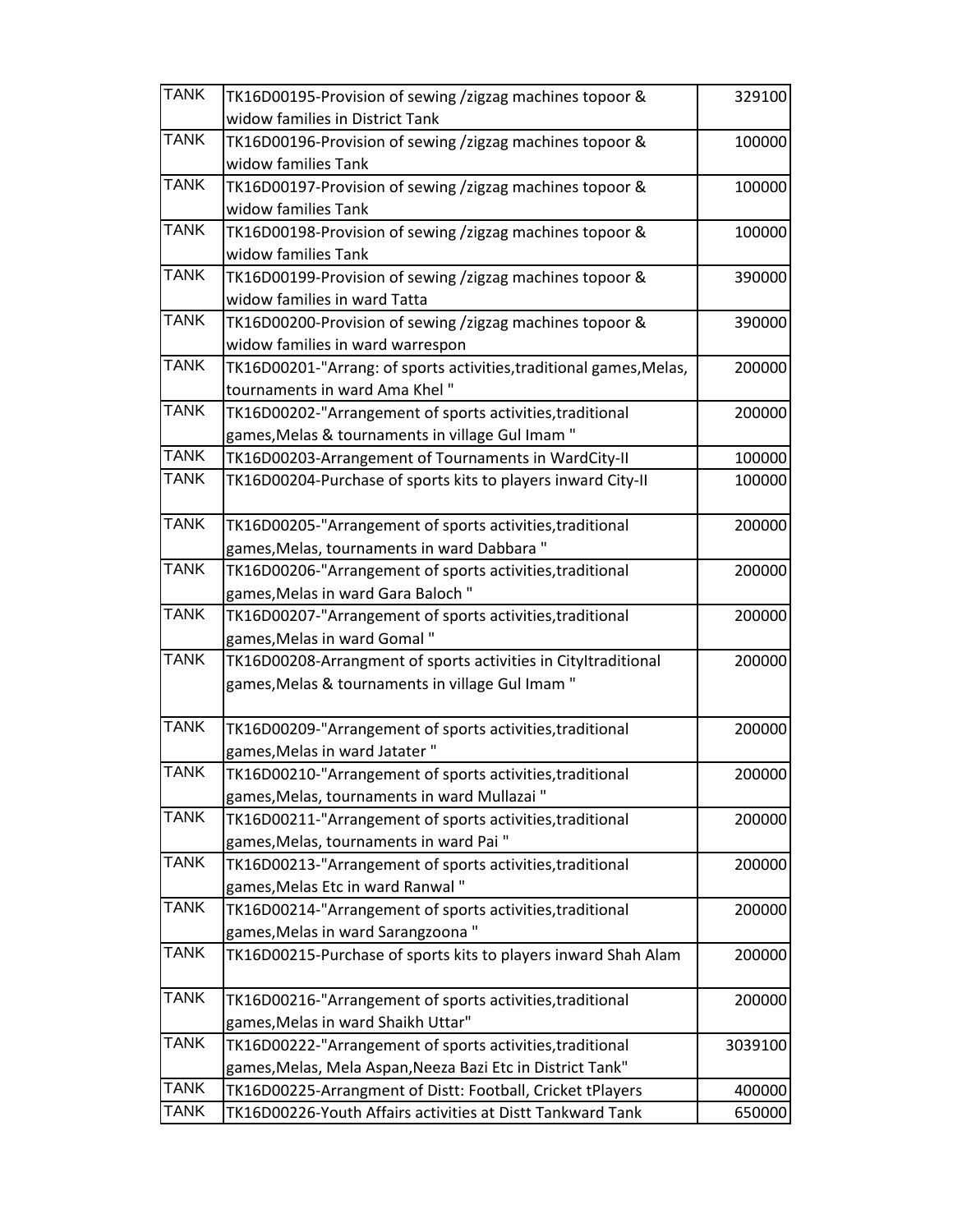| | | |
|---|---|---|
| TANK | TK16D00195-Provision of sewing /zigzag machines topoor & widow families in District Tank | 329100 |
| TANK | TK16D00196-Provision of sewing /zigzag machines topoor & widow families Tank | 100000 |
| TANK | TK16D00197-Provision of sewing /zigzag machines topoor & widow families Tank | 100000 |
| TANK | TK16D00198-Provision of sewing /zigzag machines topoor & widow families Tank | 100000 |
| TANK | TK16D00199-Provision of sewing /zigzag machines topoor & widow families in ward Tatta | 390000 |
| TANK | TK16D00200-Provision of sewing /zigzag machines topoor & widow families in ward warrespon | 390000 |
| TANK | TK16D00201-"Arrang: of sports activities,traditional games,Melas, tournaments in ward Ama Khel " | 200000 |
| TANK | TK16D00202-"Arrangement of sports activities,traditional games,Melas & tournaments in village Gul Imam " | 200000 |
| TANK | TK16D00203-Arrangement of Tournaments in WardCity-II | 100000 |
| TANK | TK16D00204-Purchase of sports kits to players inward City-II | 100000 |
| TANK | TK16D00205-"Arrangement of sports activities,traditional games,Melas, tournaments in ward Dabbara " | 200000 |
| TANK | TK16D00206-"Arrangement of sports activities,traditional games,Melas in ward Gara Baloch " | 200000 |
| TANK | TK16D00207-"Arrangement of sports activities,traditional games,Melas in ward Gomal " | 200000 |
| TANK | TK16D00208-Arrangment of sports activities in CityItraditional games,Melas & tournaments in village Gul Imam " | 200000 |
| TANK | TK16D00209-"Arrangement of sports activities,traditional games,Melas in ward Jatater " | 200000 |
| TANK | TK16D00210-"Arrangement of sports activities,traditional games,Melas, tournaments in ward Mullazai " | 200000 |
| TANK | TK16D00211-"Arrangement of sports activities,traditional games,Melas, tournaments in ward Pai " | 200000 |
| TANK | TK16D00213-"Arrangement of sports activities,traditional games,Melas Etc in ward Ranwal " | 200000 |
| TANK | TK16D00214-"Arrangement of sports activities,traditional games,Melas in ward Sarangzoona " | 200000 |
| TANK | TK16D00215-Purchase of sports kits to players inward Shah Alam | 200000 |
| TANK | TK16D00216-"Arrangement of sports activities,traditional games,Melas in ward Shaikh Uttar" | 200000 |
| TANK | TK16D00222-"Arrangement of sports activities,traditional games,Melas, Mela Aspan,Neeza Bazi Etc in District Tank" | 3039100 |
| TANK | TK16D00225-Arrangment of Distt: Football, Cricket tPlayers | 400000 |
| TANK | TK16D00226-Youth Affairs activities at Distt Tankward Tank | 650000 |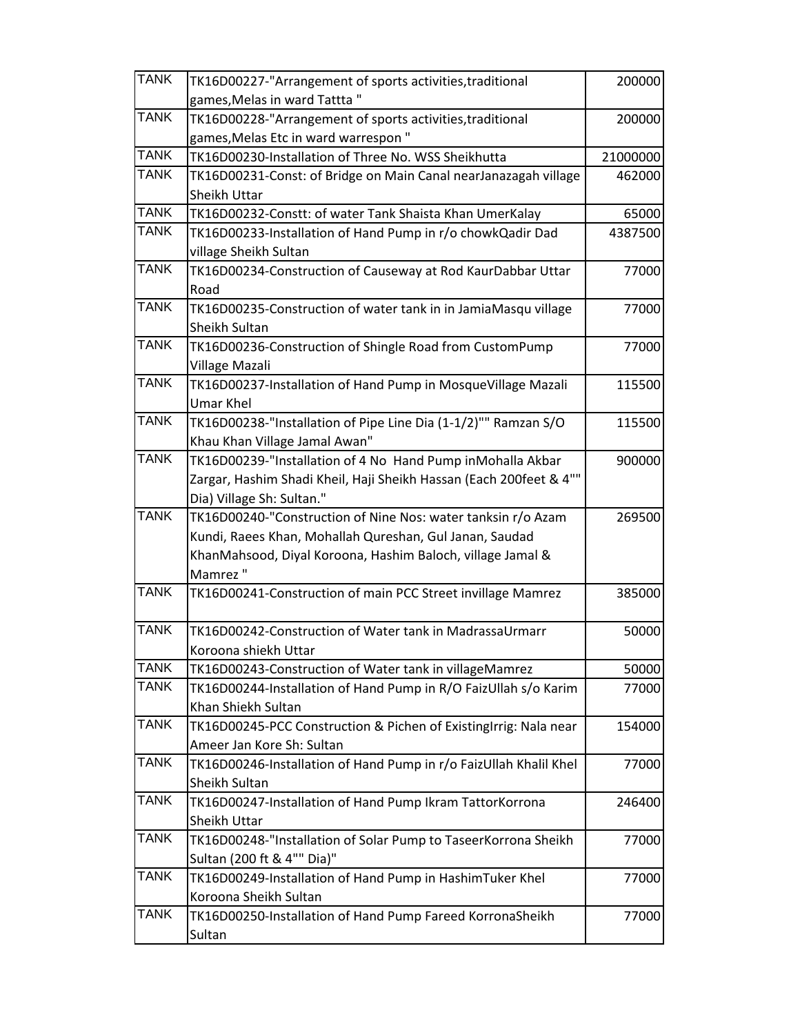| TANK | TK16D00227-"Arrangement of sports activities,traditional games,Melas in ward Tattta " | 200000 |
|---|---|---|
| TANK | TK16D00228-"Arrangement of sports activities,traditional games,Melas Etc in ward warrespon " | 200000 |
| TANK | TK16D00230-Installation of Three No. WSS Sheikhutta | 21000000 |
| TANK | TK16D00231-Const: of Bridge on Main Canal nearJanazagah village Sheikh Uttar | 462000 |
| TANK | TK16D00232-Constt: of water Tank Shaista Khan UmerKalay | 65000 |
| TANK | TK16D00233-Installation of Hand Pump in r/o chowkQadir Dad village Sheikh Sultan | 4387500 |
| TANK | TK16D00234-Construction of Causeway at Rod KaurDabbar Uttar Road | 77000 |
| TANK | TK16D00235-Construction of water tank in in JamiaMasqu village Sheikh Sultan | 77000 |
| TANK | TK16D00236-Construction of Shingle Road from CustomPump Village Mazali | 77000 |
| TANK | TK16D00237-Installation of Hand Pump in MosqueVillage Mazali Umar Khel | 115500 |
| TANK | TK16D00238-"Installation of Pipe Line Dia (1-1/2)"" Ramzan S/O Khau Khan Village Jamal Awan" | 115500 |
| TANK | TK16D00239-"Installation of 4 No  Hand Pump inMohalla Akbar Zargar, Hashim Shadi Kheil, Haji Sheikh Hassan (Each 200feet & 4"" Dia) Village Sh: Sultan." | 900000 |
| TANK | TK16D00240-"Construction of Nine Nos: water tanksin r/o Azam Kundi, Raees Khan, Mohallah Qureshan, Gul Janan, Saudad KhanMahsood, Diyal Koroona, Hashim Baloch, village Jamal & Mamrez " | 269500 |
| TANK | TK16D00241-Construction of main PCC Street invillage Mamrez | 385000 |
| TANK | TK16D00242-Construction of Water tank in MadrassaUrmarr Koroona shiekh Uttar | 50000 |
| TANK | TK16D00243-Construction of Water tank in villageMamrez | 50000 |
| TANK | TK16D00244-Installation of Hand Pump in R/O FaizUllah s/o Karim Khan Shiekh Sultan | 77000 |
| TANK | TK16D00245-PCC Construction & Pichen of ExistingIrrig: Nala near Ameer Jan Kore Sh: Sultan | 154000 |
| TANK | TK16D00246-Installation of Hand Pump in r/o FaizUllah Khalil Khel Sheikh Sultan | 77000 |
| TANK | TK16D00247-Installation of Hand Pump Ikram TattorKorrona Sheikh Uttar | 246400 |
| TANK | TK16D00248-"Installation of Solar Pump to TaseerKorrona Sheikh Sultan (200 ft & 4"" Dia)" | 77000 |
| TANK | TK16D00249-Installation of Hand Pump in HashimTuker Khel Koroona Sheikh Sultan | 77000 |
| TANK | TK16D00250-Installation of Hand Pump Fareed KorronaSheikh Sultan | 77000 |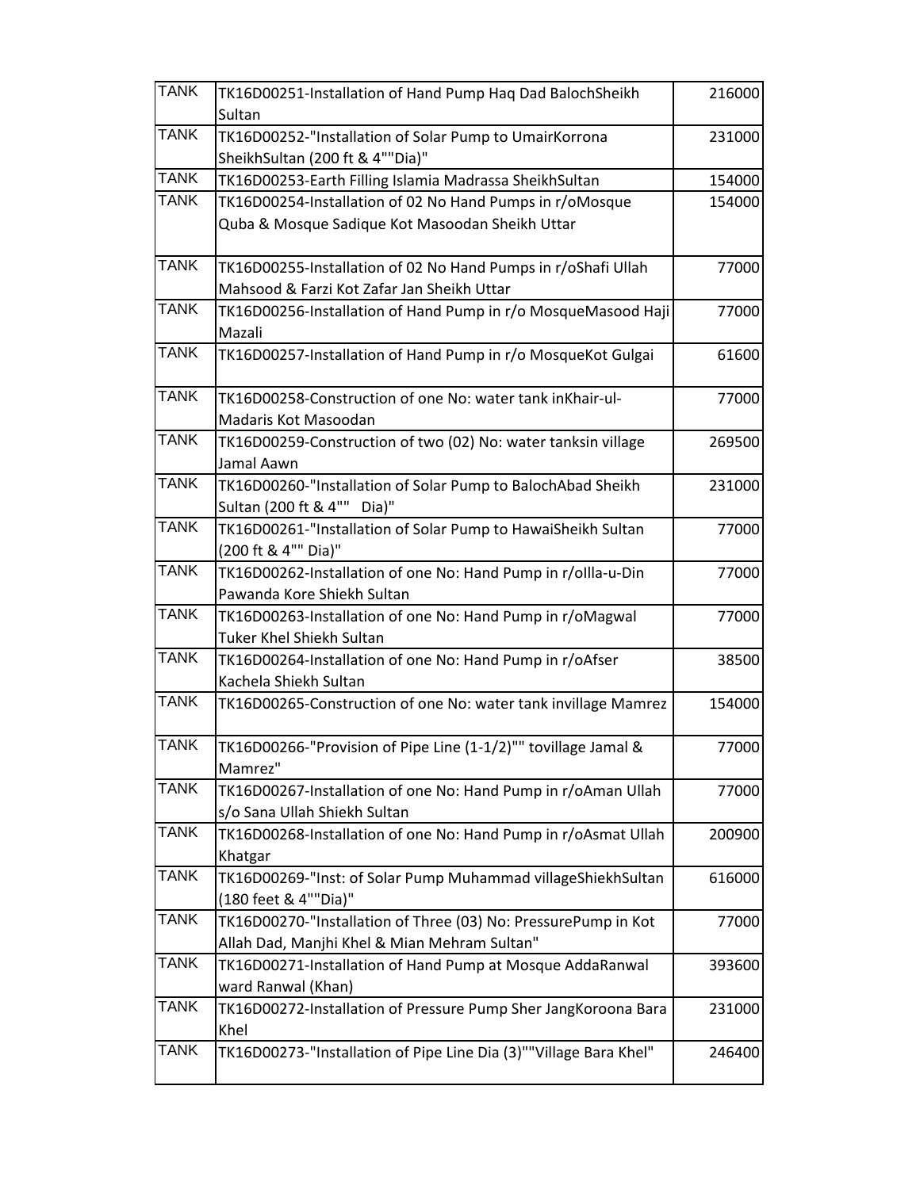| TANK | TK16D00251-Installation of Hand Pump Haq Dad BalochSheikh Sultan | 216000 |
|---|---|---|
| TANK | TK16D00252-"Installation of Solar Pump to UmairKorrona SheikhSultan (200 ft & 4""Dia)" | 231000 |
| TANK | TK16D00253-Earth Filling Islamia Madrassa SheikhSultan | 154000 |
| TANK | TK16D00254-Installation of 02 No Hand Pumps in r/oMosque Quba & Mosque Sadique Kot Masoodan Sheikh Uttar | 154000 |
| TANK | TK16D00255-Installation of 02 No Hand Pumps in r/oShafi Ullah Mahsood & Farzi Kot Zafar Jan Sheikh Uttar | 77000 |
| TANK | TK16D00256-Installation of Hand Pump in r/o MosqueMasood Haji Mazali | 77000 |
| TANK | TK16D00257-Installation of Hand Pump in r/o MosqueKot Gulgai | 61600 |
| TANK | TK16D00258-Construction of one No: water tank inKhair-ul-Madaris Kot Masoodan | 77000 |
| TANK | TK16D00259-Construction of two (02) No: water tanksin village Jamal Aawn | 269500 |
| TANK | TK16D00260-"Installation of Solar Pump to BalochAbad Sheikh Sultan (200 ft & 4"" Dia)" | 231000 |
| TANK | TK16D00261-"Installation of Solar Pump to HawaiSheikh Sultan (200 ft & 4"" Dia)" | 77000 |
| TANK | TK16D00262-Installation of one No: Hand Pump in r/oIlla-u-Din Pawanda Kore Shiekh Sultan | 77000 |
| TANK | TK16D00263-Installation of one No: Hand Pump in r/oMagwal Tuker Khel Shiekh Sultan | 77000 |
| TANK | TK16D00264-Installation of one No: Hand Pump in r/oAfser Kachela Shiekh Sultan | 38500 |
| TANK | TK16D00265-Construction of one No: water tank invillage Mamrez | 154000 |
| TANK | TK16D00266-"Provision of Pipe Line (1-1/2)"" tovillage Jamal & Mamrez" | 77000 |
| TANK | TK16D00267-Installation of one No: Hand Pump in r/oAman Ullah s/o Sana Ullah Shiekh Sultan | 77000 |
| TANK | TK16D00268-Installation of one No: Hand Pump in r/oAsmat Ullah Khatgar | 200900 |
| TANK | TK16D00269-"Inst: of Solar Pump Muhammad villageShiekhSultan (180 feet & 4""Dia)" | 616000 |
| TANK | TK16D00270-"Installation of Three (03) No: PressurePump in Kot Allah Dad, Manjhi Khel & Mian Mehram Sultan" | 77000 |
| TANK | TK16D00271-Installation of Hand Pump at Mosque AddaRanwal ward Ranwal (Khan) | 393600 |
| TANK | TK16D00272-Installation of Pressure Pump Sher JangKoroona Bara Khel | 231000 |
| TANK | TK16D00273-"Installation of Pipe Line Dia (3)""Village Bara Khel" | 246400 |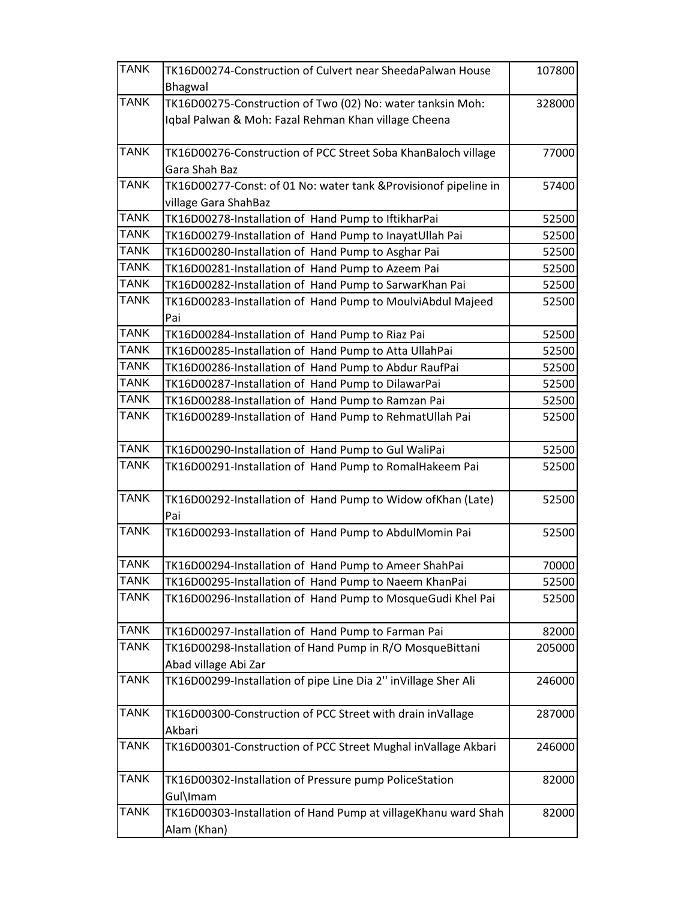| TANK | TK16D00274-Construction of Culvert near SheedaPalwan House Bhagwal | 107800 |
|---|---|---|
| TANK | TK16D00275-Construction of Two (02) No: water tanksin Moh: Iqbal Palwan & Moh: Fazal Rehman Khan village Cheena | 328000 |
| TANK | TK16D00276-Construction of PCC Street Soba KhanBaloch village Gara Shah Baz | 77000 |
| TANK | TK16D00277-Const: of 01 No: water tank &Provisionof pipeline in village Gara ShahBaz | 57400 |
| TANK | TK16D00278-Installation of Hand Pump to IftikharPai | 52500 |
| TANK | TK16D00279-Installation of Hand Pump to InayatUllah Pai | 52500 |
| TANK | TK16D00280-Installation of Hand Pump to Asghar Pai | 52500 |
| TANK | TK16D00281-Installation of Hand Pump to Azeem Pai | 52500 |
| TANK | TK16D00282-Installation of Hand Pump to SarwarKhan Pai | 52500 |
| TANK | TK16D00283-Installation of Hand Pump to MoulviAbdul Majeed Pai | 52500 |
| TANK | TK16D00284-Installation of Hand Pump to Riaz Pai | 52500 |
| TANK | TK16D00285-Installation of Hand Pump to Atta UllahPai | 52500 |
| TANK | TK16D00286-Installation of Hand Pump to Abdur RaufPai | 52500 |
| TANK | TK16D00287-Installation of Hand Pump to DilawarPai | 52500 |
| TANK | TK16D00288-Installation of Hand Pump to Ramzan Pai | 52500 |
| TANK | TK16D00289-Installation of Hand Pump to RehmatUllah Pai | 52500 |
| TANK | TK16D00290-Installation of Hand Pump to Gul WaliPai | 52500 |
| TANK | TK16D00291-Installation of Hand Pump to RomalHakeem Pai | 52500 |
| TANK | TK16D00292-Installation of Hand Pump to Widow ofKhan (Late) Pai | 52500 |
| TANK | TK16D00293-Installation of Hand Pump to AbdulMomin Pai | 52500 |
| TANK | TK16D00294-Installation of Hand Pump to Ameer ShahPai | 70000 |
| TANK | TK16D00295-Installation of Hand Pump to Naeem KhanPai | 52500 |
| TANK | TK16D00296-Installation of Hand Pump to MosqueGudi Khel Pai | 52500 |
| TANK | TK16D00297-Installation of Hand Pump to Farman Pai | 82000 |
| TANK | TK16D00298-Installation of Hand Pump in R/O MosqueBittani Abad village Abi Zar | 205000 |
| TANK | TK16D00299-Installation of pipe Line Dia 2'' inVillage Sher Ali | 246000 |
| TANK | TK16D00300-Construction of PCC Street with drain inVallage Akbari | 287000 |
| TANK | TK16D00301-Construction of PCC Street Mughal inVallage Akbari | 246000 |
| TANK | TK16D00302-Installation of Pressure pump PoliceStation Gul\Imam | 82000 |
| TANK | TK16D00303-Installation of Hand Pump at villageKhanu ward Shah Alam (Khan) | 82000 |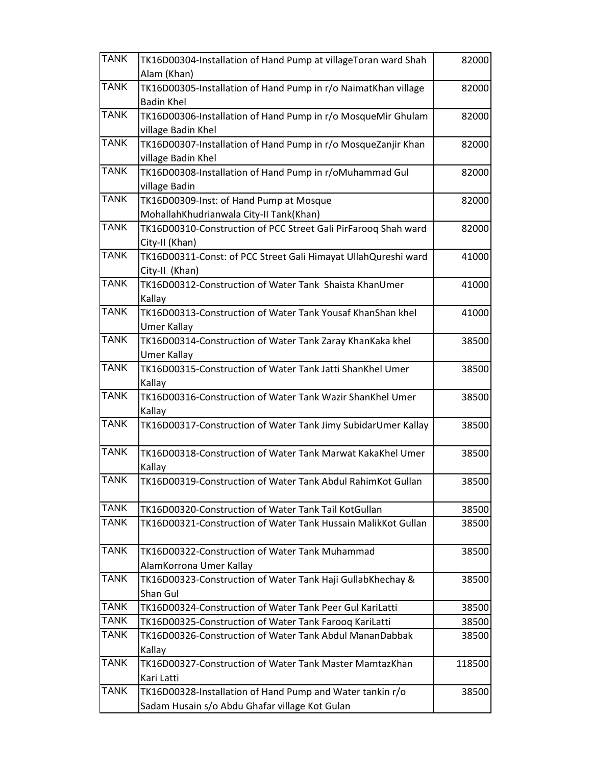| TANK | TK16D00304-Installation of Hand Pump at villageToran ward Shah Alam (Khan) | 82000 |
|---|---|---|
| TANK | TK16D00305-Installation of Hand Pump in r/o NaimatKhan village Badin Khel | 82000 |
| TANK | TK16D00306-Installation of Hand Pump in r/o MosqueMir Ghulam village Badin Khel | 82000 |
| TANK | TK16D00307-Installation of Hand Pump in r/o MosqueZanjir Khan village Badin Khel | 82000 |
| TANK | TK16D00308-Installation of Hand Pump in r/oMuhammad Gul village Badin | 82000 |
| TANK | TK16D00309-Inst: of Hand Pump at Mosque MohallahKhudrianwala City-II Tank(Khan) | 82000 |
| TANK | TK16D00310-Construction of PCC Street Gali PirFarooq Shah ward City-II (Khan) | 82000 |
| TANK | TK16D00311-Const: of PCC Street Gali Himayat UllahQureshi ward City-II (Khan) | 41000 |
| TANK | TK16D00312-Construction of Water Tank Shaista KhanUmer Kallay | 41000 |
| TANK | TK16D00313-Construction of Water Tank Yousaf KhanShan khel Umer Kallay | 41000 |
| TANK | TK16D00314-Construction of Water Tank Zaray KhanKaka khel Umer Kallay | 38500 |
| TANK | TK16D00315-Construction of Water Tank Jatti ShanKhel Umer Kallay | 38500 |
| TANK | TK16D00316-Construction of Water Tank Wazir ShanKhel Umer Kallay | 38500 |
| TANK | TK16D00317-Construction of Water Tank Jimy SubidarUmer Kallay | 38500 |
| TANK | TK16D00318-Construction of Water Tank Marwat KakaKhel Umer Kallay | 38500 |
| TANK | TK16D00319-Construction of Water Tank Abdul RahimKot Gullan | 38500 |
| TANK | TK16D00320-Construction of Water Tank Tail KotGullan | 38500 |
| TANK | TK16D00321-Construction of Water Tank Hussain MalikKot Gullan | 38500 |
| TANK | TK16D00322-Construction of Water Tank Muhammad AlamKorrona Umer Kallay | 38500 |
| TANK | TK16D00323-Construction of Water Tank Haji GullabKhechay & Shan Gul | 38500 |
| TANK | TK16D00324-Construction of Water Tank Peer Gul KariLatti | 38500 |
| TANK | TK16D00325-Construction of Water Tank Farooq KariLatti | 38500 |
| TANK | TK16D00326-Construction of Water Tank Abdul MananDabbak Kallay | 38500 |
| TANK | TK16D00327-Construction of Water Tank Master MamtazKhan Kari Latti | 118500 |
| TANK | TK16D00328-Installation of Hand Pump and Water tankin r/o Sadam Husain s/o Abdu Ghafar village Kot Gulan | 38500 |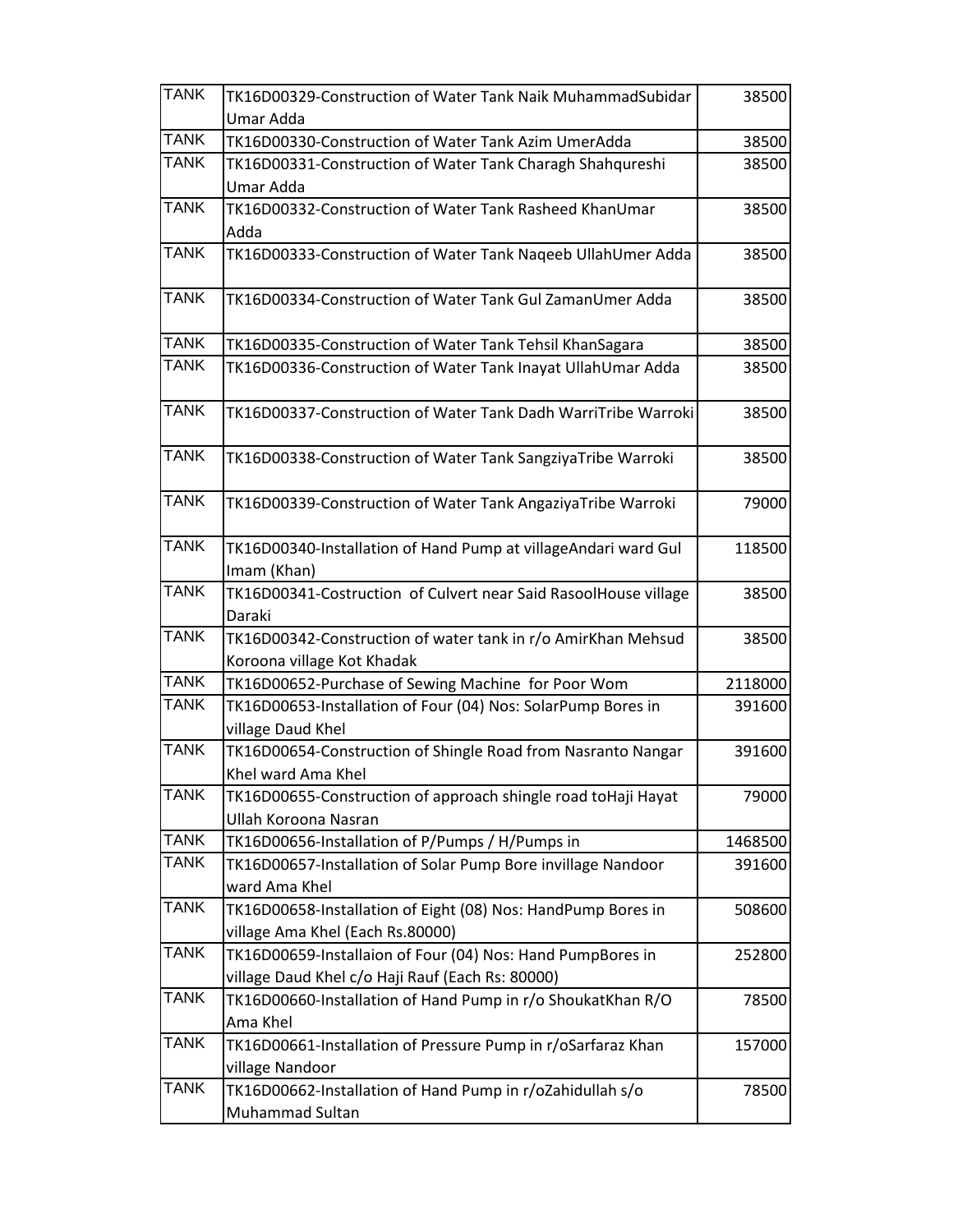| TANK | TK16D00329-Construction of Water Tank Naik MuhammadSubidar Umar Adda | 38500 |
|---|---|---|
| TANK | TK16D00330-Construction of Water Tank Azim UmerAdda | 38500 |
| TANK | TK16D00331-Construction of Water Tank Charagh Shahqureshi Umar Adda | 38500 |
| TANK | TK16D00332-Construction of Water Tank Rasheed KhanUmar Adda | 38500 |
| TANK | TK16D00333-Construction of Water Tank Naqeeb UllahUmer Adda | 38500 |
| TANK | TK16D00334-Construction of Water Tank Gul ZamanUmer Adda | 38500 |
| TANK | TK16D00335-Construction of Water Tank Tehsil KhanSagara | 38500 |
| TANK | TK16D00336-Construction of Water Tank Inayat UllahUmar Adda | 38500 |
| TANK | TK16D00337-Construction of Water Tank Dadh WarriTribe Warroki | 38500 |
| TANK | TK16D00338-Construction of Water Tank SangziyaTribe Warroki | 38500 |
| TANK | TK16D00339-Construction of Water Tank AngaziyaTribe Warroki | 79000 |
| TANK | TK16D00340-Installation of Hand Pump at villageAndari ward Gul Imam (Khan) | 118500 |
| TANK | TK16D00341-Costruction of Culvert near Said RasoolHouse village Daraki | 38500 |
| TANK | TK16D00342-Construction of water tank in r/o AmirKhan Mehsud Koroona village Kot Khadak | 38500 |
| TANK | TK16D00652-Purchase of Sewing Machine for Poor Wom | 2118000 |
| TANK | TK16D00653-Installation of Four (04) Nos: SolarPump Bores in village Daud Khel | 391600 |
| TANK | TK16D00654-Construction of Shingle Road from Nasranto Nangar Khel ward Ama Khel | 391600 |
| TANK | TK16D00655-Construction of approach shingle road toHaji Hayat Ullah Koroona Nasran | 79000 |
| TANK | TK16D00656-Installation of P/Pumps / H/Pumps in | 1468500 |
| TANK | TK16D00657-Installation of Solar Pump Bore invillage Nandoor ward Ama Khel | 391600 |
| TANK | TK16D00658-Installation of Eight (08) Nos: HandPump Bores in village Ama Khel (Each Rs.80000) | 508600 |
| TANK | TK16D00659-Installaion of Four (04) Nos: Hand PumpBores in village Daud Khel c/o Haji Rauf (Each Rs: 80000) | 252800 |
| TANK | TK16D00660-Installation of Hand Pump in r/o ShoukatKhan R/O Ama Khel | 78500 |
| TANK | TK16D00661-Installation of Pressure Pump in r/oSarfaraz Khan village Nandoor | 157000 |
| TANK | TK16D00662-Installation of Hand Pump in r/oZahidullah s/o Muhammad Sultan | 78500 |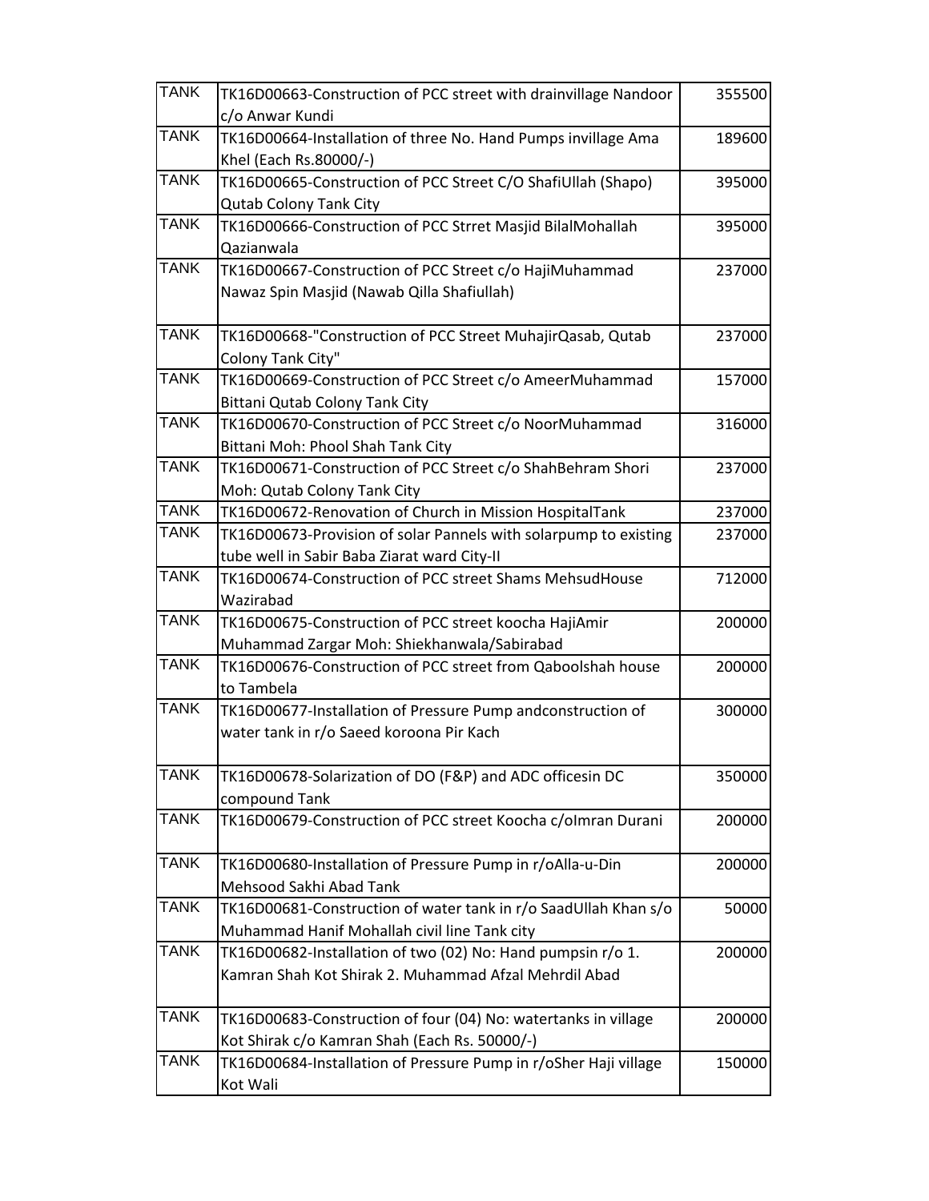| TANK | TK16D00663-Construction of PCC street with drainvillage Nandoor c/o Anwar Kundi | 355500 |
|---|---|---|
| TANK | TK16D00664-Installation of three No. Hand Pumps invillage Ama Khel (Each Rs.80000/-) | 189600 |
| TANK | TK16D00665-Construction of PCC Street C/O ShafiUllah (Shapo) Qutab Colony Tank City | 395000 |
| TANK | TK16D00666-Construction of PCC Strret Masjid BilalMohallah Qazianwala | 395000 |
| TANK | TK16D00667-Construction of PCC Street c/o HajiMuhammad Nawaz Spin Masjid (Nawab Qilla Shafiullah) | 237000 |
| TANK | TK16D00668-"Construction of PCC Street MuhajirQasab, Qutab Colony Tank City" | 237000 |
| TANK | TK16D00669-Construction of PCC Street c/o AmeerMuhammad Bittani Qutab Colony Tank City | 157000 |
| TANK | TK16D00670-Construction of PCC Street c/o NoorMuhammad Bittani Moh: Phool Shah Tank City | 316000 |
| TANK | TK16D00671-Construction of PCC Street c/o ShahBehram Shori Moh: Qutab Colony Tank City | 237000 |
| TANK | TK16D00672-Renovation of Church in Mission HospitalTank | 237000 |
| TANK | TK16D00673-Provision of solar Pannels with solarpump to existing tube well in Sabir Baba Ziarat ward City-II | 237000 |
| TANK | TK16D00674-Construction of PCC street Shams MehsudHouse Wazirabad | 712000 |
| TANK | TK16D00675-Construction of PCC street koocha HajiAmir Muhammad Zargar Moh: Shiekhanwala/Sabirabad | 200000 |
| TANK | TK16D00676-Construction of PCC street from Qaboolshah house to Tambela | 200000 |
| TANK | TK16D00677-Installation of Pressure Pump andconstruction of water tank in r/o Saeed koroona Pir Kach | 300000 |
| TANK | TK16D00678-Solarization of DO (F&P) and ADC officesin DC compound Tank | 350000 |
| TANK | TK16D00679-Construction of PCC street Koocha c/oImran Durani | 200000 |
| TANK | TK16D00680-Installation of Pressure Pump in r/oAlla-u-Din Mehsood Sakhi Abad Tank | 200000 |
| TANK | TK16D00681-Construction of water tank in r/o SaadUllah Khan s/o Muhammad Hanif Mohallah civil line Tank city | 50000 |
| TANK | TK16D00682-Installation of two (02) No: Hand pumpsin r/o 1. Kamran Shah Kot Shirak 2. Muhammad Afzal Mehrdil Abad | 200000 |
| TANK | TK16D00683-Construction of four (04) No: watertanks in village Kot Shirak c/o Kamran Shah (Each Rs. 50000/-) | 200000 |
| TANK | TK16D00684-Installation of Pressure Pump in r/oSher Haji village Kot Wali | 150000 |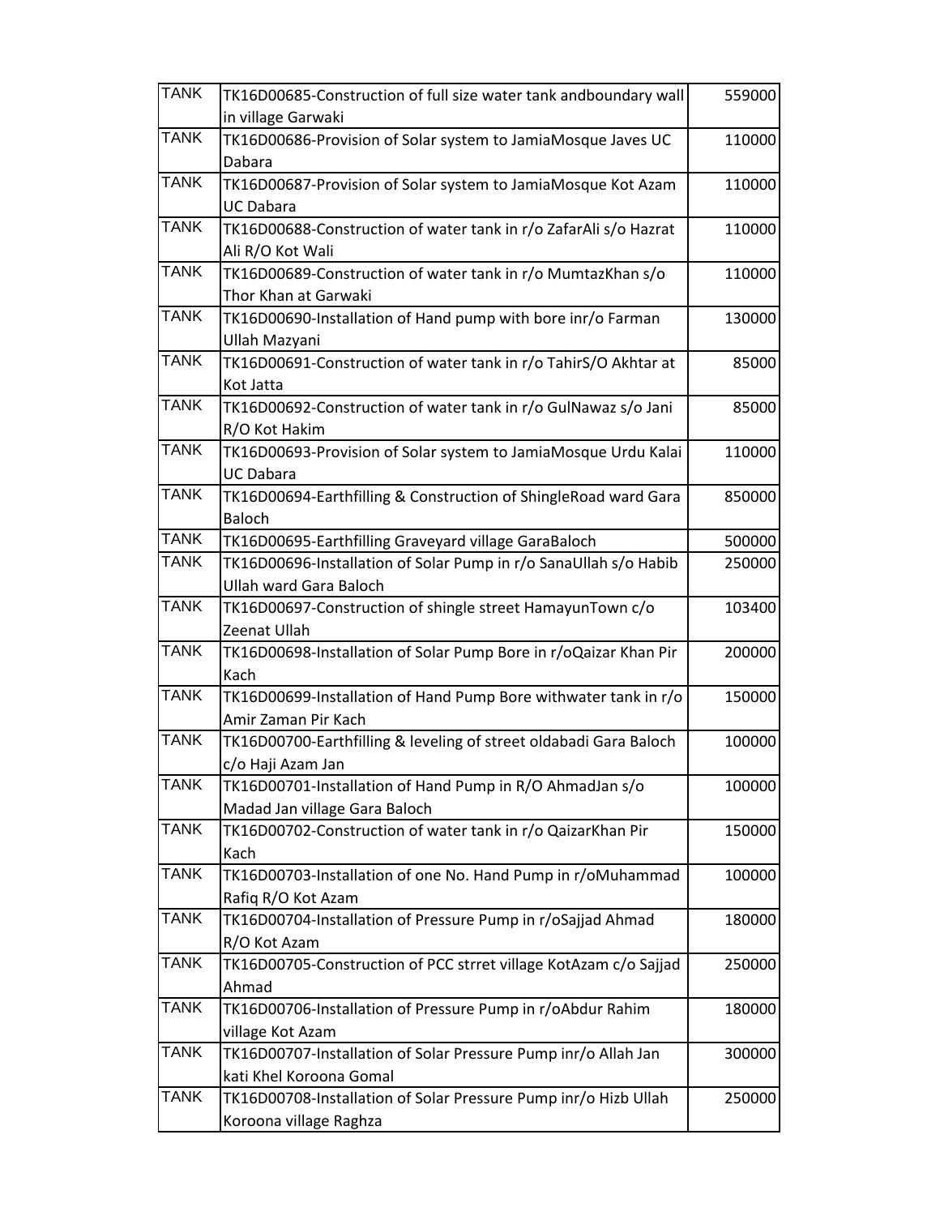| TANK | TK16D00685-Construction of full size water tank andboundary wall in village Garwaki | 559000 |
|---|---|---|
| TANK | TK16D00686-Provision of Solar system to JamiaMosque Javes UC Dabara | 110000 |
| TANK | TK16D00687-Provision of Solar system to JamiaMosque Kot Azam UC Dabara | 110000 |
| TANK | TK16D00688-Construction of water tank in r/o ZafarAli s/o Hazrat Ali R/O Kot Wali | 110000 |
| TANK | TK16D00689-Construction of water tank in r/o MumtazKhan s/o Thor Khan at Garwaki | 110000 |
| TANK | TK16D00690-Installation of Hand pump with bore inr/o Farman Ullah Mazyani | 130000 |
| TANK | TK16D00691-Construction of water tank in r/o TahirS/O Akhtar at Kot Jatta | 85000 |
| TANK | TK16D00692-Construction of water tank in r/o GulNawaz s/o Jani R/O Kot Hakim | 85000 |
| TANK | TK16D00693-Provision of Solar system to JamiaMosque Urdu Kalai UC Dabara | 110000 |
| TANK | TK16D00694-Earthfilling & Construction of ShingleRoad ward Gara Baloch | 850000 |
| TANK | TK16D00695-Earthfilling Graveyard village GaraBaloch | 500000 |
| TANK | TK16D00696-Installation of Solar Pump in r/o SanaUllah s/o Habib Ullah ward Gara Baloch | 250000 |
| TANK | TK16D00697-Construction of shingle street HamayunTown c/o Zeenat Ullah | 103400 |
| TANK | TK16D00698-Installation of Solar Pump Bore in r/oQaizar Khan Pir Kach | 200000 |
| TANK | TK16D00699-Installation of Hand Pump Bore withwater tank in r/o Amir Zaman Pir Kach | 150000 |
| TANK | TK16D00700-Earthfilling & leveling of street oldabadi Gara Baloch c/o Haji Azam Jan | 100000 |
| TANK | TK16D00701-Installation of Hand Pump in R/O AhmadJan s/o Madad Jan village Gara Baloch | 100000 |
| TANK | TK16D00702-Construction of water tank in r/o QaizarKhan Pir Kach | 150000 |
| TANK | TK16D00703-Installation of one No. Hand Pump in r/oMuhammad Rafiq R/O Kot Azam | 100000 |
| TANK | TK16D00704-Installation of Pressure Pump in r/oSajjad Ahmad R/O Kot Azam | 180000 |
| TANK | TK16D00705-Construction of PCC strret village KotAzam c/o Sajjad Ahmad | 250000 |
| TANK | TK16D00706-Installation of Pressure Pump in r/oAbdur Rahim village Kot Azam | 180000 |
| TANK | TK16D00707-Installation of Solar Pressure Pump inr/o Allah Jan kati Khel Koroona Gomal | 300000 |
| TANK | TK16D00708-Installation of Solar Pressure Pump inr/o Hizb Ullah Koroona village Raghza | 250000 |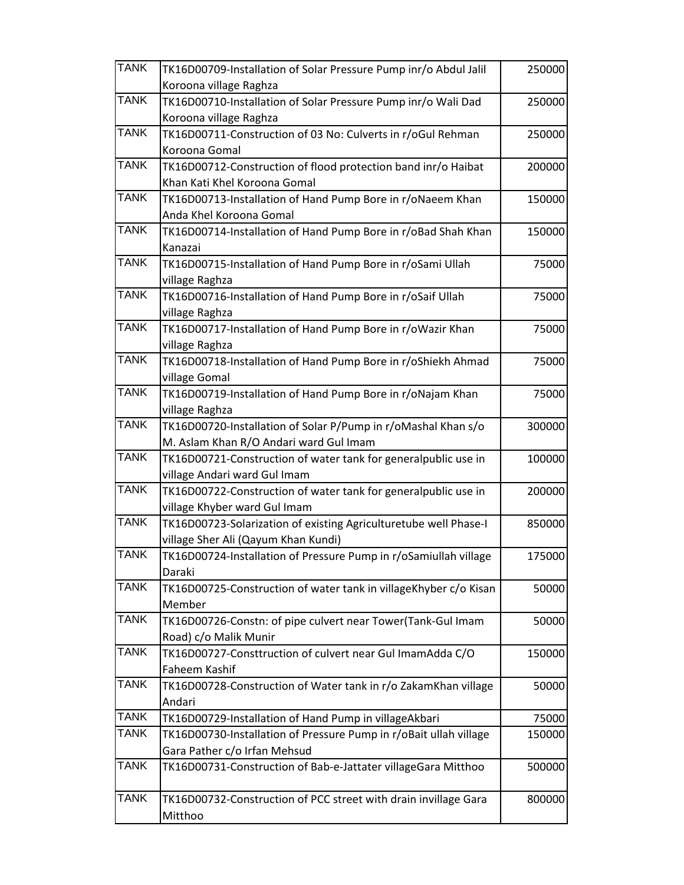| TANK | TK16D00709-Installation of Solar Pressure Pump inr/o Abdul Jalil Koroona village Raghza | 250000 |
|---|---|---|
| TANK | TK16D00710-Installation of Solar Pressure Pump inr/o Wali Dad Koroona village Raghza | 250000 |
| TANK | TK16D00711-Construction of 03 No: Culverts in r/oGul Rehman Koroona Gomal | 250000 |
| TANK | TK16D00712-Construction of flood protection band inr/o Haibat Khan Kati Khel Koroona Gomal | 200000 |
| TANK | TK16D00713-Installation of Hand Pump Bore in r/oNaeem Khan Anda Khel Koroona Gomal | 150000 |
| TANK | TK16D00714-Installation of Hand Pump Bore in r/oBad Shah Khan Kanazai | 150000 |
| TANK | TK16D00715-Installation of Hand Pump Bore in r/oSami Ullah village Raghza | 75000 |
| TANK | TK16D00716-Installation of Hand Pump Bore in r/oSaif Ullah village Raghza | 75000 |
| TANK | TK16D00717-Installation of Hand Pump Bore in r/oWazir Khan village Raghza | 75000 |
| TANK | TK16D00718-Installation of Hand Pump Bore in r/oShiekh Ahmad village Gomal | 75000 |
| TANK | TK16D00719-Installation of Hand Pump Bore in r/oNajam Khan village Raghza | 75000 |
| TANK | TK16D00720-Installation of Solar P/Pump in r/oMashal Khan s/o M. Aslam Khan R/O Andari ward Gul Imam | 300000 |
| TANK | TK16D00721-Construction of water tank for generalpublic use in village Andari ward Gul Imam | 100000 |
| TANK | TK16D00722-Construction of water tank for generalpublic use in village Khyber ward Gul Imam | 200000 |
| TANK | TK16D00723-Solarization of existing Agriculturetube well Phase-I village Sher Ali (Qayum Khan Kundi) | 850000 |
| TANK | TK16D00724-Installation of Pressure Pump in r/oSamiullah village Daraki | 175000 |
| TANK | TK16D00725-Construction of water tank in villageKhyber c/o Kisan Member | 50000 |
| TANK | TK16D00726-Constn: of pipe culvert near Tower(Tank-Gul Imam Road) c/o Malik Munir | 50000 |
| TANK | TK16D00727-Consttruction of culvert near Gul ImamAdda C/O Faheem Kashif | 150000 |
| TANK | TK16D00728-Construction of Water tank in r/o ZakamKhan village Andari | 50000 |
| TANK | TK16D00729-Installation of Hand Pump in villageAkbari | 75000 |
| TANK | TK16D00730-Installation of Pressure Pump in r/oBait ullah village Gara Pather c/o Irfan Mehsud | 150000 |
| TANK | TK16D00731-Construction of Bab-e-Jattater villageGara Mitthoo | 500000 |
| TANK | TK16D00732-Construction of PCC street with drain invillage Gara Mitthoo | 800000 |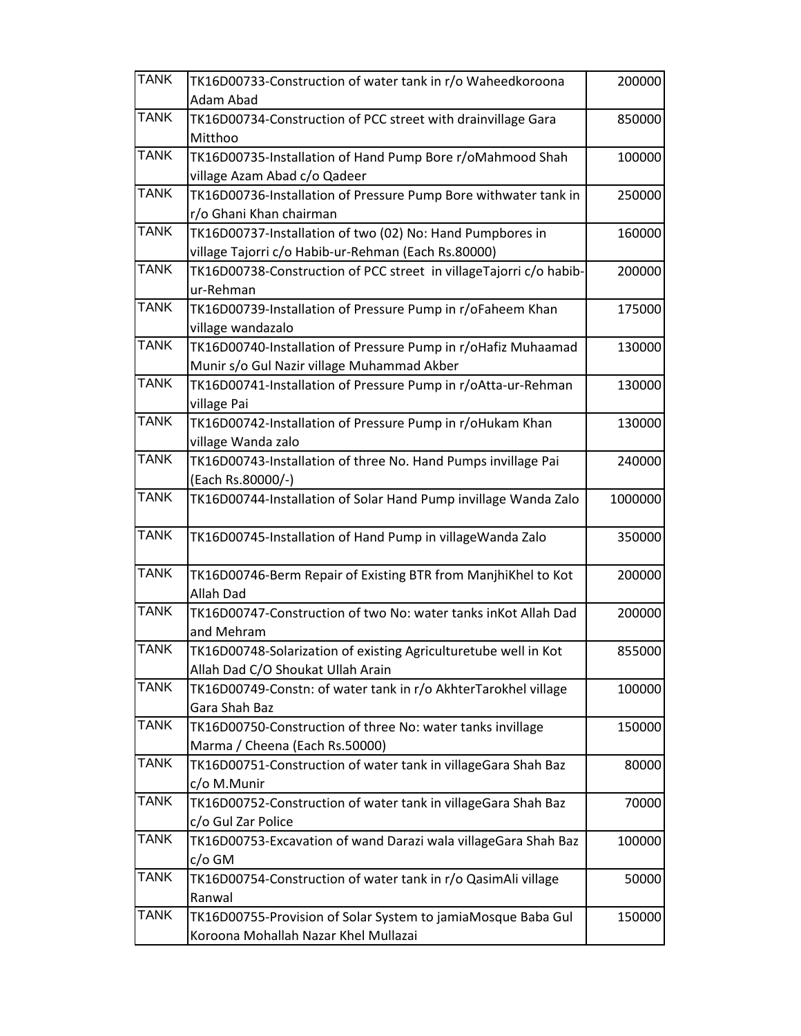| TANK | TK16D00733-Construction of water tank in r/o Waheedkoroona Adam Abad | 200000 |
|---|---|---|
| TANK | TK16D00734-Construction of PCC street with drainvillage Gara Mitthoo | 850000 |
| TANK | TK16D00735-Installation of Hand Pump Bore r/oMahmood Shah village Azam Abad c/o Qadeer | 100000 |
| TANK | TK16D00736-Installation of Pressure Pump Bore withwater tank in r/o Ghani Khan chairman | 250000 |
| TANK | TK16D00737-Installation of two (02) No: Hand Pumpbores in village Tajorri c/o Habib-ur-Rehman (Each Rs.80000) | 160000 |
| TANK | TK16D00738-Construction of PCC street in villageTajorri c/o habib-ur-Rehman | 200000 |
| TANK | TK16D00739-Installation of Pressure Pump in r/oFaheem Khan village wandazalo | 175000 |
| TANK | TK16D00740-Installation of Pressure Pump in r/oHafiz Muhaamad Munir s/o Gul Nazir village Muhammad Akber | 130000 |
| TANK | TK16D00741-Installation of Pressure Pump in r/oAtta-ur-Rehman village Pai | 130000 |
| TANK | TK16D00742-Installation of Pressure Pump in r/oHukam Khan village Wanda zalo | 130000 |
| TANK | TK16D00743-Installation of three No. Hand Pumps invillage Pai (Each Rs.80000/-) | 240000 |
| TANK | TK16D00744-Installation of Solar Hand Pump invillage Wanda Zalo | 1000000 |
| TANK | TK16D00745-Installation of Hand Pump in villageWanda Zalo | 350000 |
| TANK | TK16D00746-Berm Repair of Existing BTR from ManjhiKhel to Kot Allah Dad | 200000 |
| TANK | TK16D00747-Construction of two No: water tanks inKot Allah Dad and Mehram | 200000 |
| TANK | TK16D00748-Solarization of existing Agriculturetube well in Kot Allah Dad C/O Shoukat Ullah Arain | 855000 |
| TANK | TK16D00749-Constn: of water tank in r/o AkhterTarokhel village Gara Shah Baz | 100000 |
| TANK | TK16D00750-Construction of three No: water tanks invillage Marma / Cheena (Each Rs.50000) | 150000 |
| TANK | TK16D00751-Construction of water tank in villageGara Shah Baz c/o M.Munir | 80000 |
| TANK | TK16D00752-Construction of water tank in villageGara Shah Baz c/o Gul Zar Police | 70000 |
| TANK | TK16D00753-Excavation of wand Darazi wala villageGara Shah Baz c/o GM | 100000 |
| TANK | TK16D00754-Construction of water tank in r/o QasimAli village Ranwal | 50000 |
| TANK | TK16D00755-Provision of Solar System to jamiaMosque Baba Gul Koroona Mohallah Nazar Khel Mullazai | 150000 |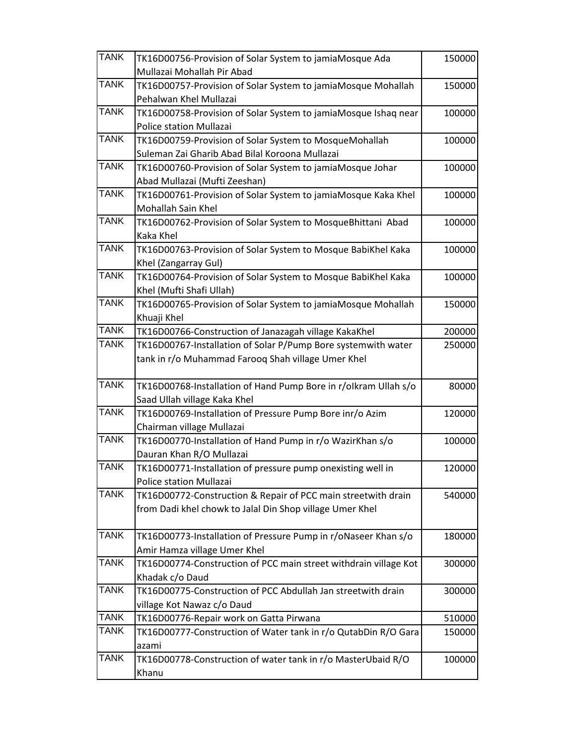| TANK | TK16D00756-Provision of Solar System to jamiaMosque Ada Mullazai Mohallah Pir Abad | 150000 |
|---|---|---|
| TANK | TK16D00757-Provision of Solar System to jamiaMosque Mohallah Pehalwan Khel Mullazai | 150000 |
| TANK | TK16D00758-Provision of Solar System to jamiaMosque Ishaq near Police station Mullazai | 100000 |
| TANK | TK16D00759-Provision of Solar System to MosqueMohallah Suleman Zai Gharib Abad Bilal Koroona Mullazai | 100000 |
| TANK | TK16D00760-Provision of Solar System to jamiaMosque Johar Abad Mullazai (Mufti Zeeshan) | 100000 |
| TANK | TK16D00761-Provision of Solar System to jamiaMosque Kaka Khel Mohallah Sain Khel | 100000 |
| TANK | TK16D00762-Provision of Solar System to MosqueBhittani Abad Kaka Khel | 100000 |
| TANK | TK16D00763-Provision of Solar System to Mosque BabiKhel Kaka Khel (Zangarray Gul) | 100000 |
| TANK | TK16D00764-Provision of Solar System to Mosque BabiKhel Kaka Khel (Mufti Shafi Ullah) | 100000 |
| TANK | TK16D00765-Provision of Solar System to jamiaMosque Mohallah Khuaji Khel | 150000 |
| TANK | TK16D00766-Construction of Janazagah village KakaKhel | 200000 |
| TANK | TK16D00767-Installation of Solar P/Pump Bore systemwith water tank in r/o Muhammad Farooq Shah village Umer Khel | 250000 |
| TANK | TK16D00768-Installation of Hand Pump Bore in r/oIkram Ullah s/o Saad Ullah village Kaka Khel | 80000 |
| TANK | TK16D00769-Installation of Pressure Pump Bore inr/o Azim Chairman village Mullazai | 120000 |
| TANK | TK16D00770-Installation of Hand Pump in r/o WazirKhan s/o Dauran Khan R/O Mullazai | 100000 |
| TANK | TK16D00771-Installation of pressure pump onexisting well in Police station Mullazai | 120000 |
| TANK | TK16D00772-Construction & Repair of PCC main streetwith drain from Dadi khel chowk to Jalal Din Shop village Umer Khel | 540000 |
| TANK | TK16D00773-Installation of Pressure Pump in r/oNaseer Khan s/o Amir Hamza village Umer Khel | 180000 |
| TANK | TK16D00774-Construction of PCC main street withdrain village Kot Khadak c/o Daud | 300000 |
| TANK | TK16D00775-Construction of PCC Abdullah Jan streetwith drain village Kot Nawaz c/o Daud | 300000 |
| TANK | TK16D00776-Repair work on Gatta Pirwana | 510000 |
| TANK | TK16D00777-Construction of Water tank in r/o QutabDin R/O Gara azami | 150000 |
| TANK | TK16D00778-Construction of water tank in r/o MasterUbaid R/O Khanu | 100000 |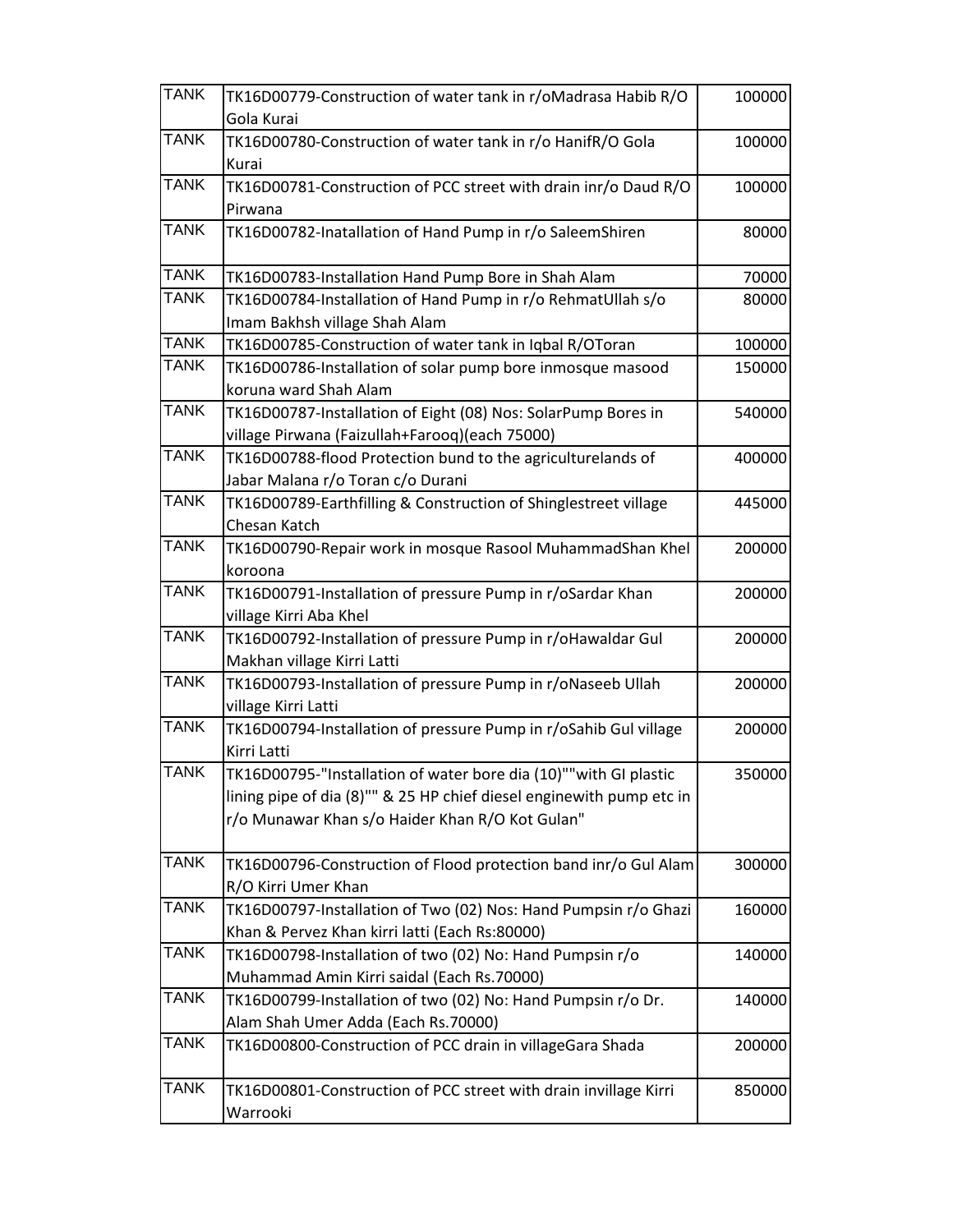| TANK | TK16D00779-Construction of water tank in r/oMadrasa Habib R/O Gola Kurai | 100000 |
|---|---|---|
| TANK | TK16D00780-Construction of water tank in r/o HanifR/O Gola Kurai | 100000 |
| TANK | TK16D00781-Construction of PCC street with drain inr/o Daud R/O Pirwana | 100000 |
| TANK | TK16D00782-Inatallation of Hand Pump in r/o SaleemShiren | 80000 |
| TANK | TK16D00783-Installation Hand Pump Bore in Shah Alam | 70000 |
| TANK | TK16D00784-Installation of Hand Pump in r/o RehmatUllah s/o Imam Bakhsh village Shah Alam | 80000 |
| TANK | TK16D00785-Construction of water tank in Iqbal R/OToran | 100000 |
| TANK | TK16D00786-Installation of solar pump bore inmosque masood koruna ward Shah Alam | 150000 |
| TANK | TK16D00787-Installation of Eight (08) Nos: SolarPump Bores in village Pirwana (Faizullah+Farooq)(each 75000) | 540000 |
| TANK | TK16D00788-flood Protection bund to the agriculturelands of Jabar Malana r/o Toran c/o Durani | 400000 |
| TANK | TK16D00789-Earthfilling & Construction of Shinglestreet village Chesan Katch | 445000 |
| TANK | TK16D00790-Repair work in mosque Rasool MuhammadShan Khel koroona | 200000 |
| TANK | TK16D00791-Installation of pressure Pump in r/oSardar Khan village Kirri Aba Khel | 200000 |
| TANK | TK16D00792-Installation of pressure Pump in r/oHawaldar Gul Makhan village Kirri Latti | 200000 |
| TANK | TK16D00793-Installation of pressure Pump in r/oNaseeb Ullah village Kirri Latti | 200000 |
| TANK | TK16D00794-Installation of pressure Pump in r/oSahib Gul village Kirri Latti | 200000 |
| TANK | TK16D00795-"Installation of water bore dia (10)""with GI plastic lining pipe of dia (8)"" & 25 HP chief diesel enginewith pump etc in r/o Munawar Khan s/o Haider Khan R/O Kot Gulan" | 350000 |
| TANK | TK16D00796-Construction of Flood protection band inr/o Gul Alam R/O Kirri Umer Khan | 300000 |
| TANK | TK16D00797-Installation of Two (02) Nos: Hand Pumpsin r/o Ghazi Khan & Pervez Khan kirri latti (Each Rs:80000) | 160000 |
| TANK | TK16D00798-Installation of two (02) No: Hand Pumpsin r/o Muhammad Amin Kirri saidal (Each Rs.70000) | 140000 |
| TANK | TK16D00799-Installation of two (02) No: Hand Pumpsin r/o Dr. Alam Shah Umer Adda (Each Rs.70000) | 140000 |
| TANK | TK16D00800-Construction of PCC drain in villageGara Shada | 200000 |
| TANK | TK16D00801-Construction of PCC street with drain invillage Kirri Warrooki | 850000 |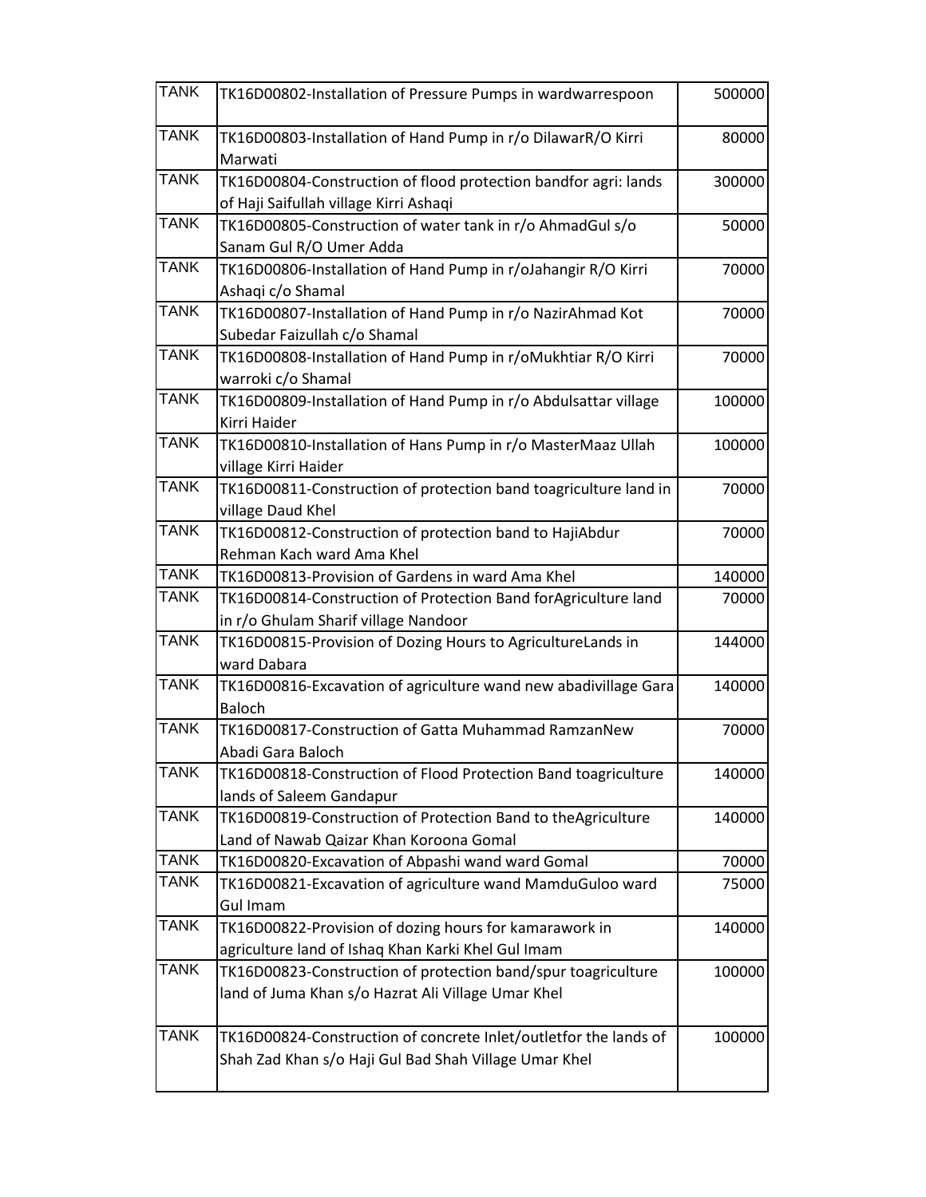| TANK | TK16D00802-Installation of Pressure Pumps in wardwarrespoon | 500000 |
|---|---|---|
| TANK | TK16D00803-Installation of Hand Pump in r/o DilawarR/O Kirri Marwati | 80000 |
| TANK | TK16D00804-Construction of flood protection bandfor agri: lands of Haji Saifullah village Kirri Ashaqi | 300000 |
| TANK | TK16D00805-Construction of water tank in r/o AhmadGul s/o Sanam Gul R/O Umer Adda | 50000 |
| TANK | TK16D00806-Installation of Hand Pump in r/oJahangir R/O Kirri Ashaqi c/o Shamal | 70000 |
| TANK | TK16D00807-Installation of Hand Pump in r/o NazirAhmad Kot Subedar Faizullah c/o Shamal | 70000 |
| TANK | TK16D00808-Installation of Hand Pump in r/oMukhtiar R/O Kirri warroki c/o Shamal | 70000 |
| TANK | TK16D00809-Installation of Hand Pump in r/o Abdulsattar village Kirri Haider | 100000 |
| TANK | TK16D00810-Installation of Hans Pump in r/o MasterMaaz Ullah village Kirri Haider | 100000 |
| TANK | TK16D00811-Construction of protection band toagriculture land in village Daud Khel | 70000 |
| TANK | TK16D00812-Construction of protection band to HajiAbdur Rehman Kach ward Ama Khel | 70000 |
| TANK | TK16D00813-Provision of Gardens in ward Ama Khel | 140000 |
| TANK | TK16D00814-Construction of Protection Band forAgriculture land in r/o Ghulam Sharif village Nandoor | 70000 |
| TANK | TK16D00815-Provision of Dozing Hours to AgricultureLands in ward Dabara | 144000 |
| TANK | TK16D00816-Excavation of agriculture wand new abadivillage Gara Baloch | 140000 |
| TANK | TK16D00817-Construction of Gatta Muhammad RamzanNew Abadi Gara Baloch | 70000 |
| TANK | TK16D00818-Construction of Flood Protection Band toagriculture lands of Saleem Gandapur | 140000 |
| TANK | TK16D00819-Construction of Protection Band to theAgriculture Land of Nawab Qaizar Khan Koroona Gomal | 140000 |
| TANK | TK16D00820-Excavation of Abpashi wand ward Gomal | 70000 |
| TANK | TK16D00821-Excavation of agriculture wand MamduGuloo ward Gul Imam | 75000 |
| TANK | TK16D00822-Provision of dozing hours for kamarawork in agriculture land of Ishaq Khan Karki Khel Gul Imam | 140000 |
| TANK | TK16D00823-Construction of protection band/spur toagriculture land of Juma Khan s/o Hazrat Ali Village Umar Khel | 100000 |
| TANK | TK16D00824-Construction of concrete Inlet/outletfor the lands of Shah Zad Khan s/o Haji Gul Bad Shah Village Umar Khel | 100000 |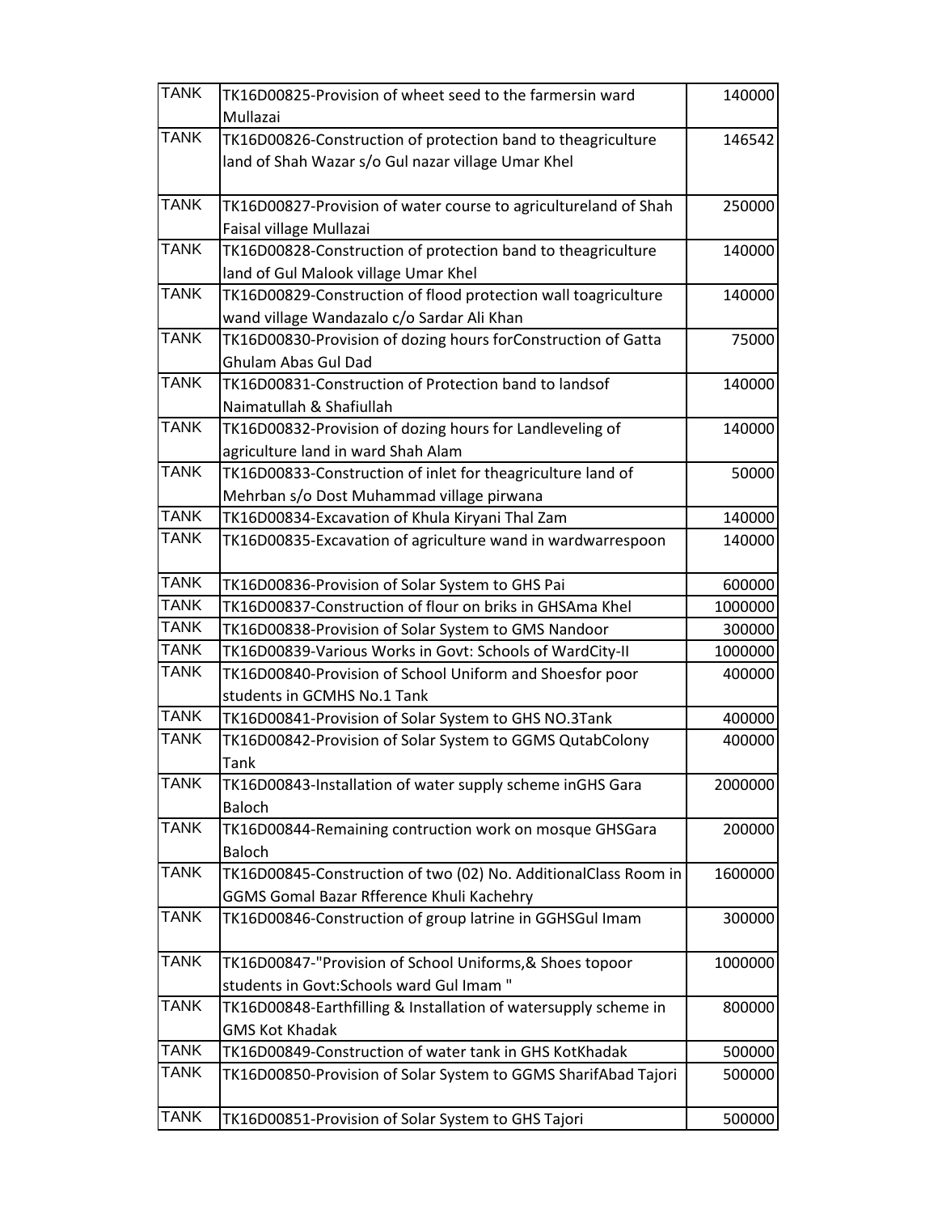| TANK | TK16D00825-Provision of wheet seed to the farmersin ward Mullazai | 140000 |
|---|---|---|
| TANK | TK16D00826-Construction of protection band to theagriculture land of Shah Wazar s/o Gul nazar village Umar Khel | 146542 |
| TANK | TK16D00827-Provision of water course to agricultureland of Shah Faisal village Mullazai | 250000 |
| TANK | TK16D00828-Construction of protection band to theagriculture land of Gul Malook village Umar Khel | 140000 |
| TANK | TK16D00829-Construction of flood protection wall toagriculture wand village Wandazalo c/o Sardar Ali Khan | 140000 |
| TANK | TK16D00830-Provision of dozing hours forConstruction of Gatta Ghulam Abas Gul Dad | 75000 |
| TANK | TK16D00831-Construction of Protection band to landsof Naimatullah & Shafiullah | 140000 |
| TANK | TK16D00832-Provision of dozing hours for Landleveling of agriculture land in ward Shah Alam | 140000 |
| TANK | TK16D00833-Construction of inlet for theagriculture land of Mehrban s/o Dost Muhammad village pirwana | 50000 |
| TANK | TK16D00834-Excavation of Khula Kiryani Thal Zam | 140000 |
| TANK | TK16D00835-Excavation of agriculture wand in wardwarrespoon | 140000 |
| TANK | TK16D00836-Provision of Solar System to GHS Pai | 600000 |
| TANK | TK16D00837-Construction of flour on briks in GHSAma Khel | 1000000 |
| TANK | TK16D00838-Provision of Solar System to GMS Nandoor | 300000 |
| TANK | TK16D00839-Various Works in Govt: Schools of WardCity-II | 1000000 |
| TANK | TK16D00840-Provision of School Uniform and Shoesfor poor students in GCMHS No.1 Tank | 400000 |
| TANK | TK16D00841-Provision of Solar System to GHS NO.3Tank | 400000 |
| TANK | TK16D00842-Provision of Solar System to GGMS QutabColony Tank | 400000 |
| TANK | TK16D00843-Installation of water supply scheme inGHS Gara Baloch | 2000000 |
| TANK | TK16D00844-Remaining contruction work on mosque GHSGara Baloch | 200000 |
| TANK | TK16D00845-Construction of two (02) No. AdditionalClass Room in GGMS Gomal Bazar Rfference Khuli Kachehry | 1600000 |
| TANK | TK16D00846-Construction of group latrine in GGHSGul Imam | 300000 |
| TANK | TK16D00847-"Provision of School Uniforms,& Shoes topoor students in Govt:Schools ward Gul Imam " | 1000000 |
| TANK | TK16D00848-Earthfilling & Installation of watersupply scheme in GMS Kot Khadak | 800000 |
| TANK | TK16D00849-Construction of water tank in GHS KotKhadak | 500000 |
| TANK | TK16D00850-Provision of Solar System to GGMS SharifAbad Tajori | 500000 |
| TANK | TK16D00851-Provision of Solar System to GHS Tajori | 500000 |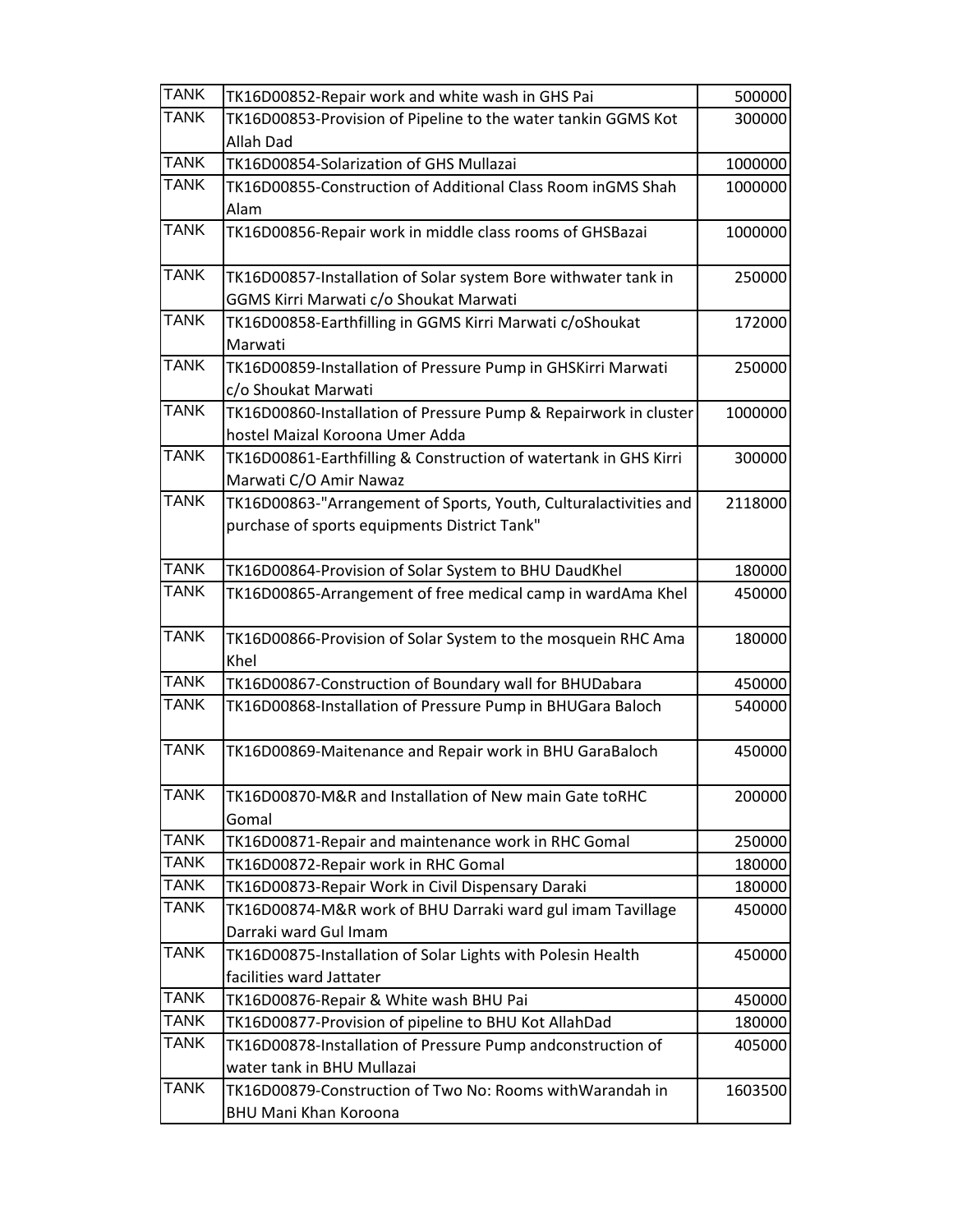| TANK | TK16D00852-Repair work and white wash in GHS Pai | 500000 |
|---|---|---|
| TANK | TK16D00853-Provision of Pipeline to the water tankin GGMS Kot Allah Dad | 300000 |
| TANK | TK16D00854-Solarization of GHS Mullazai | 1000000 |
| TANK | TK16D00855-Construction of Additional Class Room inGMS Shah Alam | 1000000 |
| TANK | TK16D00856-Repair work in middle class rooms of GHSBazai | 1000000 |
| TANK | TK16D00857-Installation of Solar system Bore withwater tank in GGMS Kirri Marwati c/o Shoukat Marwati | 250000 |
| TANK | TK16D00858-Earthfilling in GGMS Kirri Marwati c/oShoukat Marwati | 172000 |
| TANK | TK16D00859-Installation of Pressure Pump in GHSKirri Marwati c/o Shoukat Marwati | 250000 |
| TANK | TK16D00860-Installation of Pressure Pump & Repairwork in cluster hostel Maizal Koroona Umer Adda | 1000000 |
| TANK | TK16D00861-Earthfilling & Construction of watertank in GHS Kirri Marwati C/O Amir Nawaz | 300000 |
| TANK | TK16D00863-"Arrangement of Sports, Youth, Culturalactivities and purchase of sports equipments District Tank" | 2118000 |
| TANK | TK16D00864-Provision of Solar System to BHU DaudKhel | 180000 |
| TANK | TK16D00865-Arrangement of free medical camp in wardAma Khel | 450000 |
| TANK | TK16D00866-Provision of Solar System to the mosquein RHC Ama Khel | 180000 |
| TANK | TK16D00867-Construction of Boundary wall for BHUDabara | 450000 |
| TANK | TK16D00868-Installation of Pressure Pump in BHUGara Baloch | 540000 |
| TANK | TK16D00869-Maitenance and Repair work in BHU GaraBaloch | 450000 |
| TANK | TK16D00870-M&R and Installation of New main Gate toRHC Gomal | 200000 |
| TANK | TK16D00871-Repair and maintenance work in RHC Gomal | 250000 |
| TANK | TK16D00872-Repair work in RHC Gomal | 180000 |
| TANK | TK16D00873-Repair Work in Civil Dispensary Daraki | 180000 |
| TANK | TK16D00874-M&R work of BHU Darraki ward gul imam Tavillage Darraki ward Gul Imam | 450000 |
| TANK | TK16D00875-Installation of Solar Lights with Polesin Health facilities ward Jattater | 450000 |
| TANK | TK16D00876-Repair & White wash BHU Pai | 450000 |
| TANK | TK16D00877-Provision of pipeline to BHU Kot AllahDad | 180000 |
| TANK | TK16D00878-Installation of Pressure Pump andconstruction of water tank in BHU Mullazai | 405000 |
| TANK | TK16D00879-Construction of Two No: Rooms withWarandah in BHU Mani Khan Koroona | 1603500 |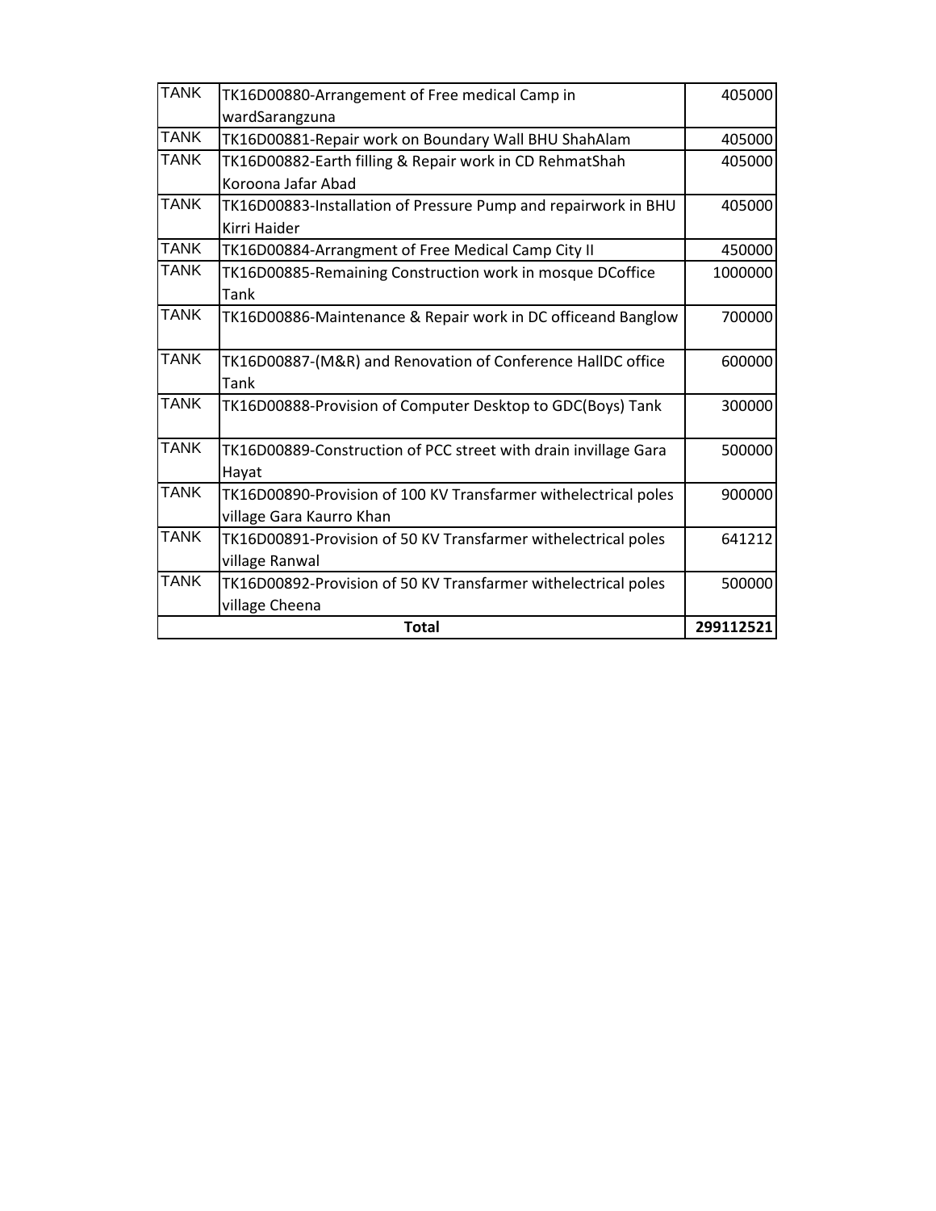| | | |
|---|---|---|
| TANK | TK16D00880-Arrangement of Free medical Camp in wardSarangzuna | 405000 |
| TANK | TK16D00881-Repair work on Boundary Wall BHU ShahAlam | 405000 |
| TANK | TK16D00882-Earth filling & Repair work in CD RehmatShah Koroona Jafar Abad | 405000 |
| TANK | TK16D00883-Installation of Pressure Pump and repairwork in BHU Kirri Haider | 405000 |
| TANK | TK16D00884-Arrangment of Free Medical Camp City II | 450000 |
| TANK | TK16D00885-Remaining Construction work in mosque DCoffice Tank | 1000000 |
| TANK | TK16D00886-Maintenance & Repair work in DC officeand Banglow | 700000 |
| TANK | TK16D00887-(M&R) and Renovation of Conference HallDC office Tank | 600000 |
| TANK | TK16D00888-Provision of Computer Desktop to GDC(Boys) Tank | 300000 |
| TANK | TK16D00889-Construction of PCC street with drain invillage Gara Hayat | 500000 |
| TANK | TK16D00890-Provision of 100 KV Transfarmer withelectrical poles village Gara Kaurro Khan | 900000 |
| TANK | TK16D00891-Provision of 50 KV Transfarmer withelectrical poles village Ranwal | 641212 |
| TANK | TK16D00892-Provision of 50 KV Transfarmer withelectrical poles village Cheena | 500000 |
| **Total** | | **299112521** |